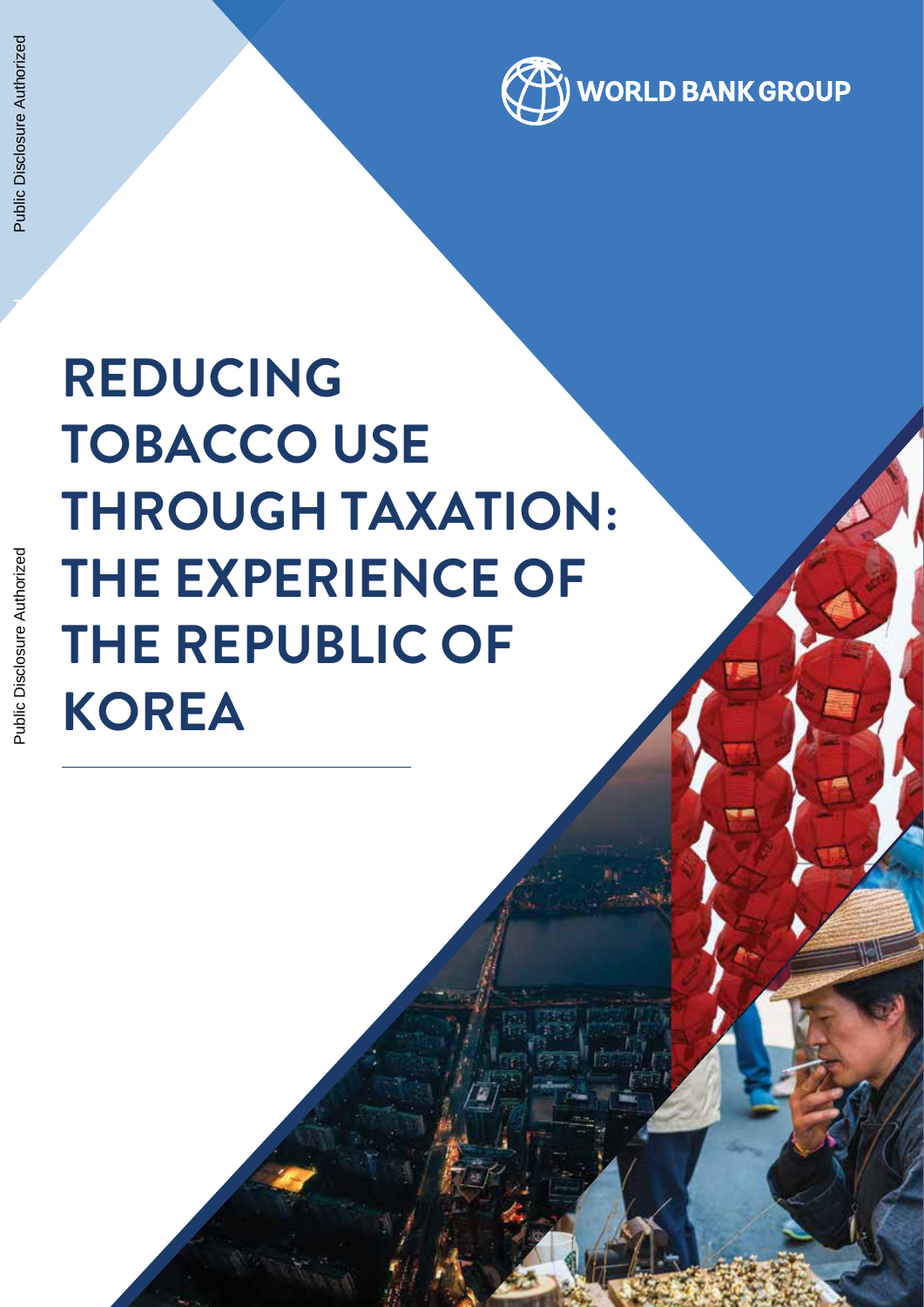Public Disclosure Authorized

Public Disclosure Authorized

WORLD BANK GROUP

# REDUCING TOBACCO USE THROUGH TAXATION: THE EXPERIENCE OF THE REPUBLIC OF KOREA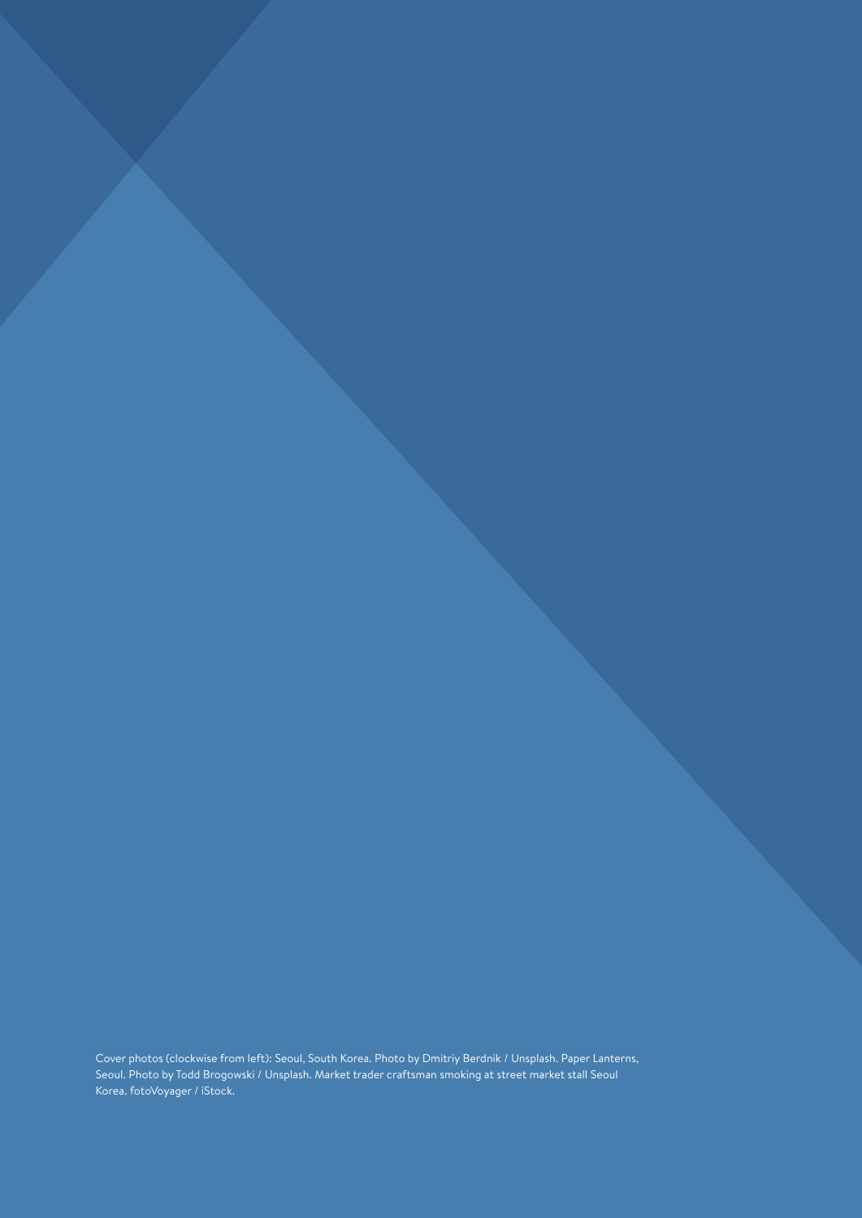Cover photos (clockwise from left): Seoul, South Korea. Photo by Dmitriy Berdnik / Unsplash. Paper Lanterns, Seoul. Photo by Todd Brogowski / Unsplash. Market trader craftsman smoking at street market stall Seoul Korea. fotoVoyager / iStock.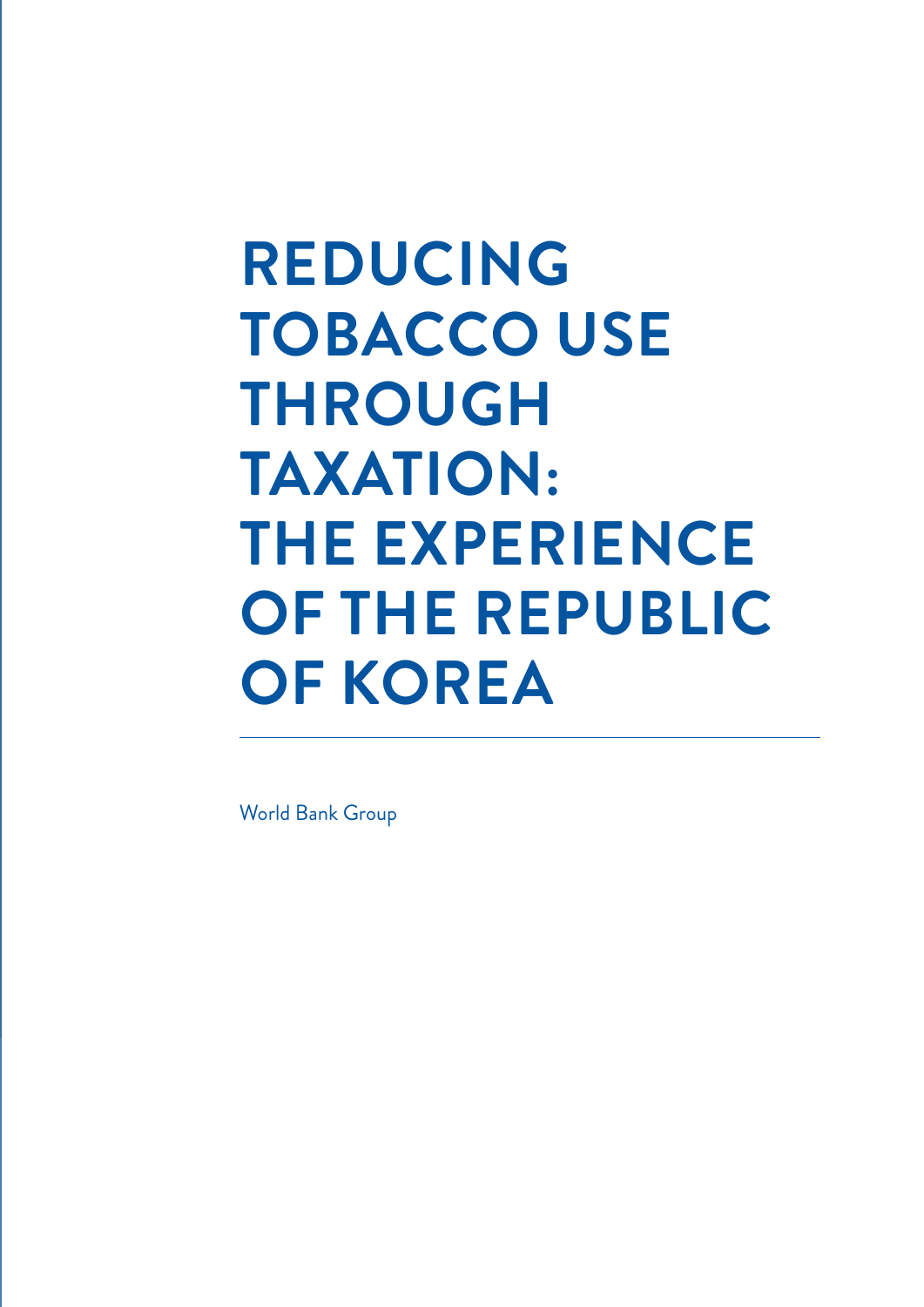# REDUCING TOBACCO USE THROUGH TAXATION: THE EXPERIENCE OF THE REPUBLIC OF KOREA

World Bank Group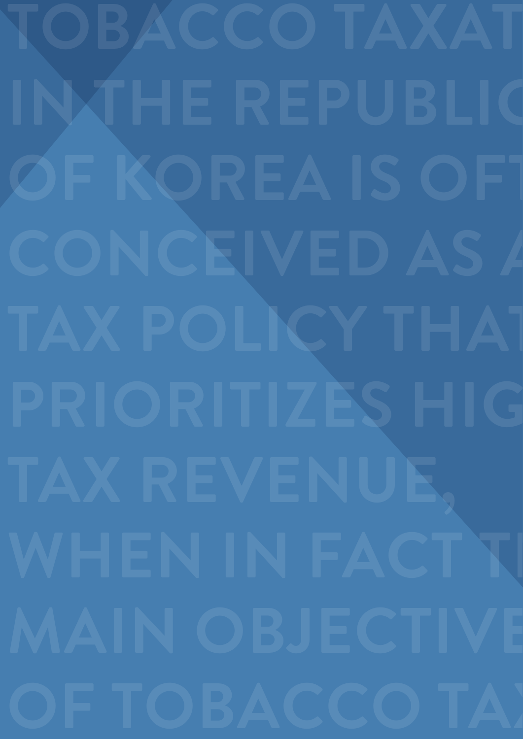TOBACCO TAXAT
IN THE REPUBLIC
OF KOREA IS OFT
CONCEIVED AS A
TAX POLICY THAT
PRIORITIZES HIG
TAX REVENUE,
WHEN IN FACT TI
MAIN OBJECTIVE
OF TOBACCO TAX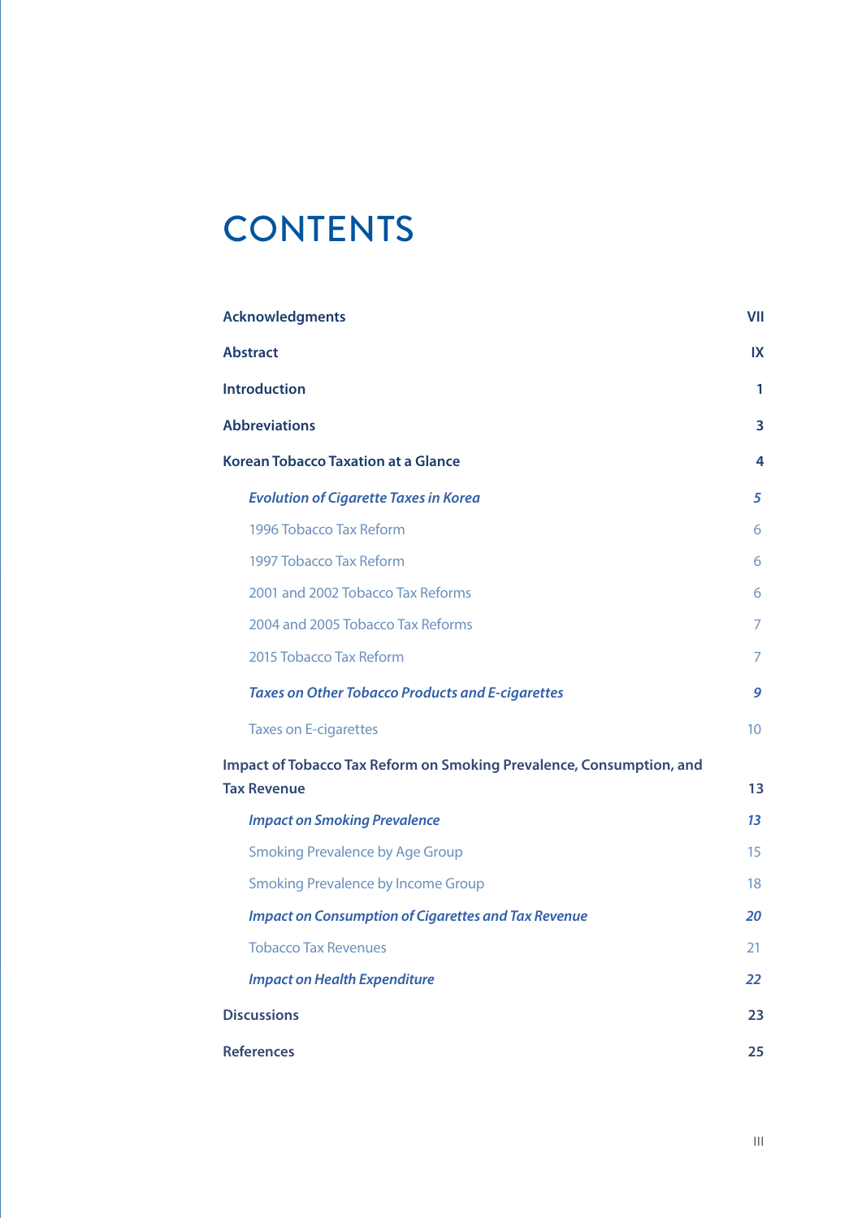# CONTENTS

| | |
|---|---|
| **Acknowledgments** | **VII** |
| **Abstract** | **IX** |
| **Introduction** | **1** |
| **Abbreviations** | **3** |
| **Korean Tobacco Taxation at a Glance** | **4** |
| ***Evolution of Cigarette Taxes in Korea*** | ***5*** |
| 1996 Tobacco Tax Reform | 6 |
| 1997 Tobacco Tax Reform | 6 |
| 2001 and 2002 Tobacco Tax Reforms | 6 |
| 2004 and 2005 Tobacco Tax Reforms | 7 |
| 2015 Tobacco Tax Reform | 7 |
| ***Taxes on Other Tobacco Products and E-cigarettes*** | ***9*** |
| Taxes on E-cigarettes | 10 |
| **Impact of Tobacco Tax Reform on Smoking Prevalence, Consumption, and Tax Revenue** | **13** |
| ***Impact on Smoking Prevalence*** | ***13*** |
| Smoking Prevalence by Age Group | 15 |
| Smoking Prevalence by Income Group | 18 |
| ***Impact on Consumption of Cigarettes and Tax Revenue*** | ***20*** |
| Tobacco Tax Revenues | 21 |
| ***Impact on Health Expenditure*** | ***22*** |
| **Discussions** | **23** |
| **References** | **25** |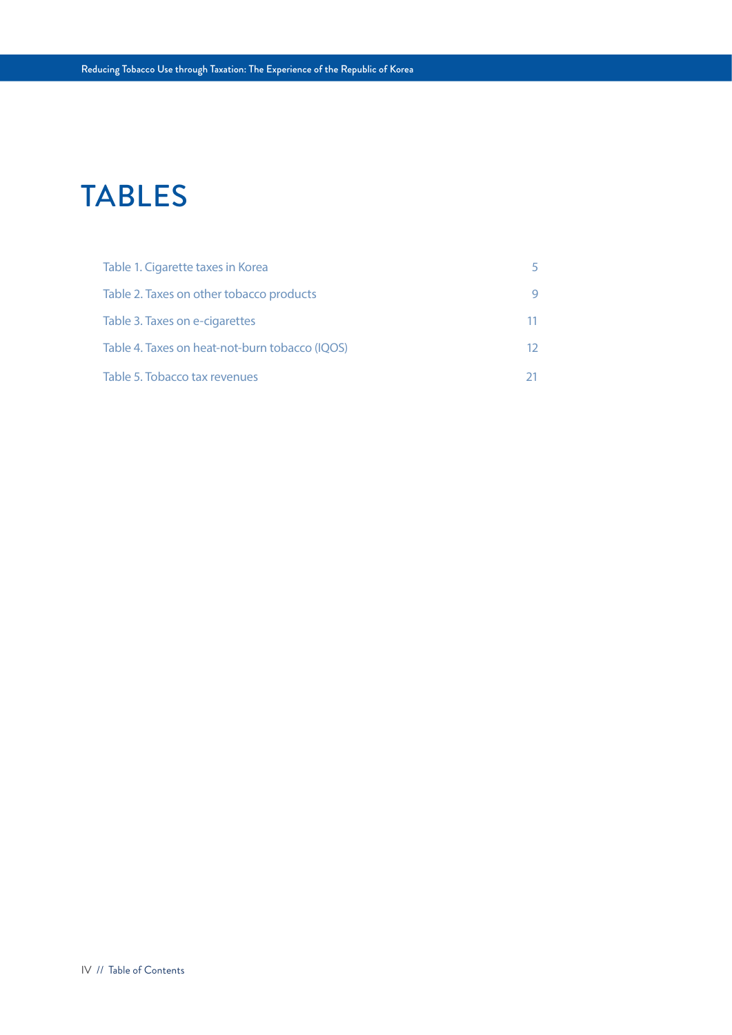# TABLES

| | |
|---|---|
| Table 1. Cigarette taxes in Korea | 5 |
| Table 2. Taxes on other tobacco products | 9 |
| Table 3. Taxes on e-cigarettes | 11 |
| Table 4. Taxes on heat-not-burn tobacco (IQOS) | 12 |
| Table 5. Tobacco tax revenues | 21 |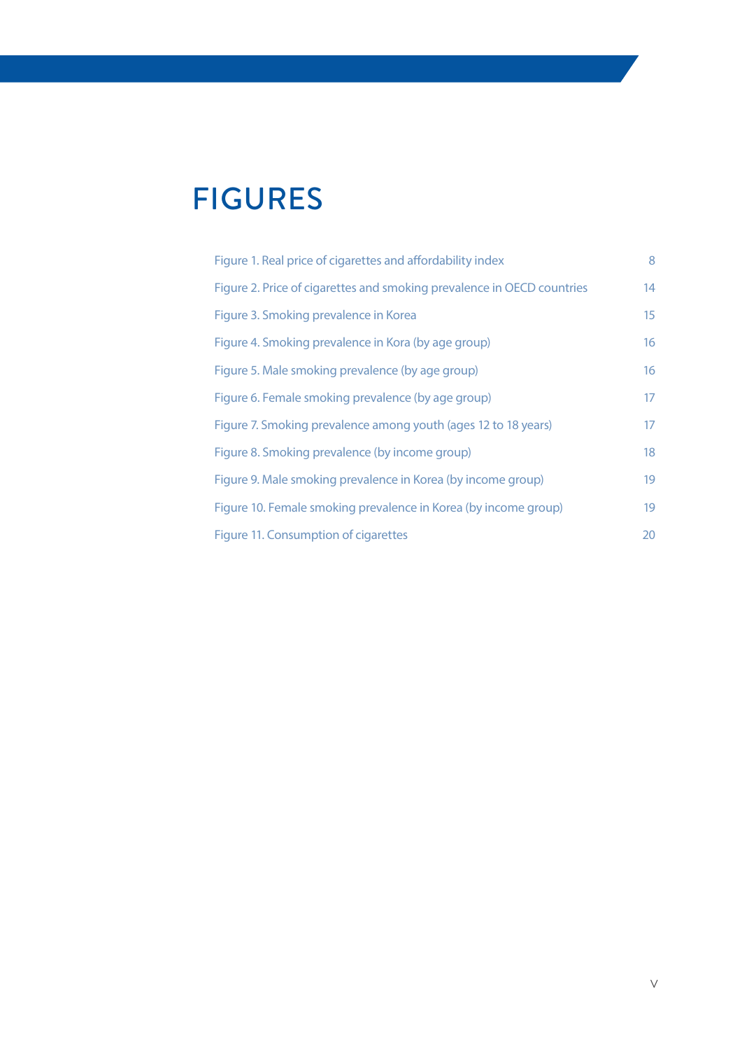# FIGURES

| | |
|---|---|
| Figure 1. Real price of cigarettes and affordability index | 8 |
| Figure 2. Price of cigarettes and smoking prevalence in OECD countries | 14 |
| Figure 3. Smoking prevalence in Korea | 15 |
| Figure 4. Smoking prevalence in Kora (by age group) | 16 |
| Figure 5. Male smoking prevalence (by age group) | 16 |
| Figure 6. Female smoking prevalence (by age group) | 17 |
| Figure 7. Smoking prevalence among youth (ages 12 to 18 years) | 17 |
| Figure 8. Smoking prevalence (by income group) | 18 |
| Figure 9. Male smoking prevalence in Korea (by income group) | 19 |
| Figure 10. Female smoking prevalence in Korea (by income group) | 19 |
| Figure 11. Consumption of cigarettes | 20 |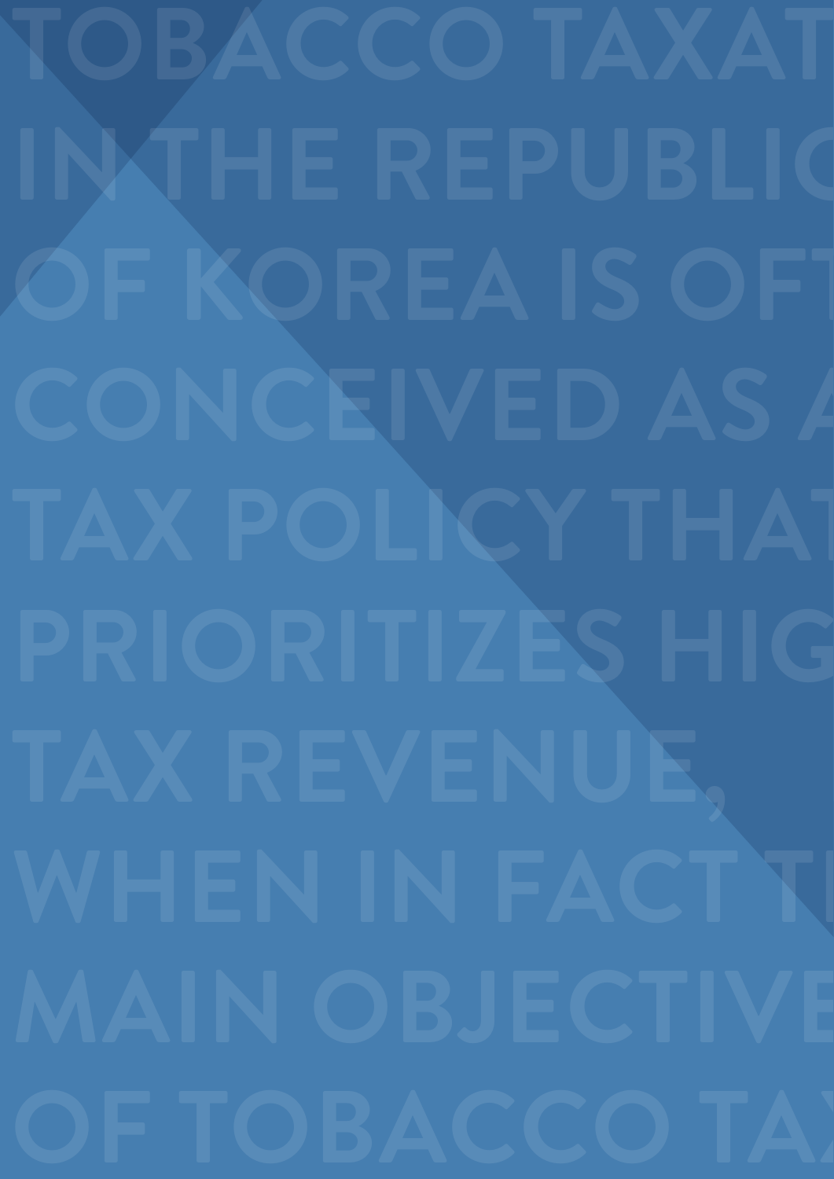TOBACCO TAXAT
IN THE REPUBLIC
OF KOREA IS OFT
CONCEIVED AS A
TAX POLICY THAT
PRIORITIZES HIG
TAX REVENUE,
WHEN IN FACT TH
MAIN OBJECTIVE
OF TOBACCO TAX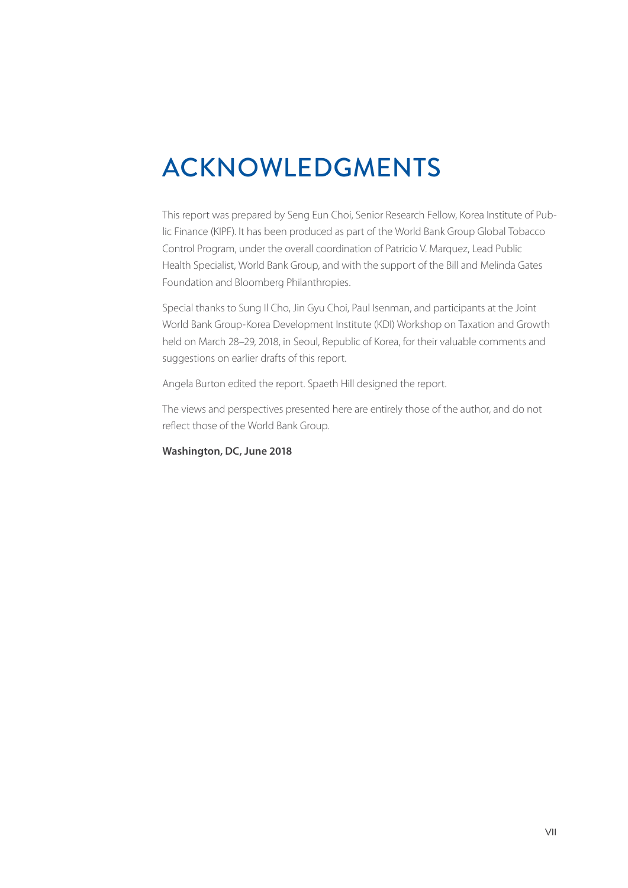# ACKNOWLEDGMENTS

This report was prepared by Seng Eun Choi, Senior Research Fellow, Korea Institute of Public Finance (KIPF). It has been produced as part of the World Bank Group Global Tobacco Control Program, under the overall coordination of Patricio V. Marquez, Lead Public Health Specialist, World Bank Group, and with the support of the Bill and Melinda Gates Foundation and Bloomberg Philanthropies.

Special thanks to Sung Il Cho, Jin Gyu Choi, Paul Isenman, and participants at the Joint World Bank Group-Korea Development Institute (KDI) Workshop on Taxation and Growth held on March 28–29, 2018, in Seoul, Republic of Korea, for their valuable comments and suggestions on earlier drafts of this report.

Angela Burton edited the report. Spaeth Hill designed the report.

The views and perspectives presented here are entirely those of the author, and do not reflect those of the World Bank Group.

**Washington, DC, June 2018**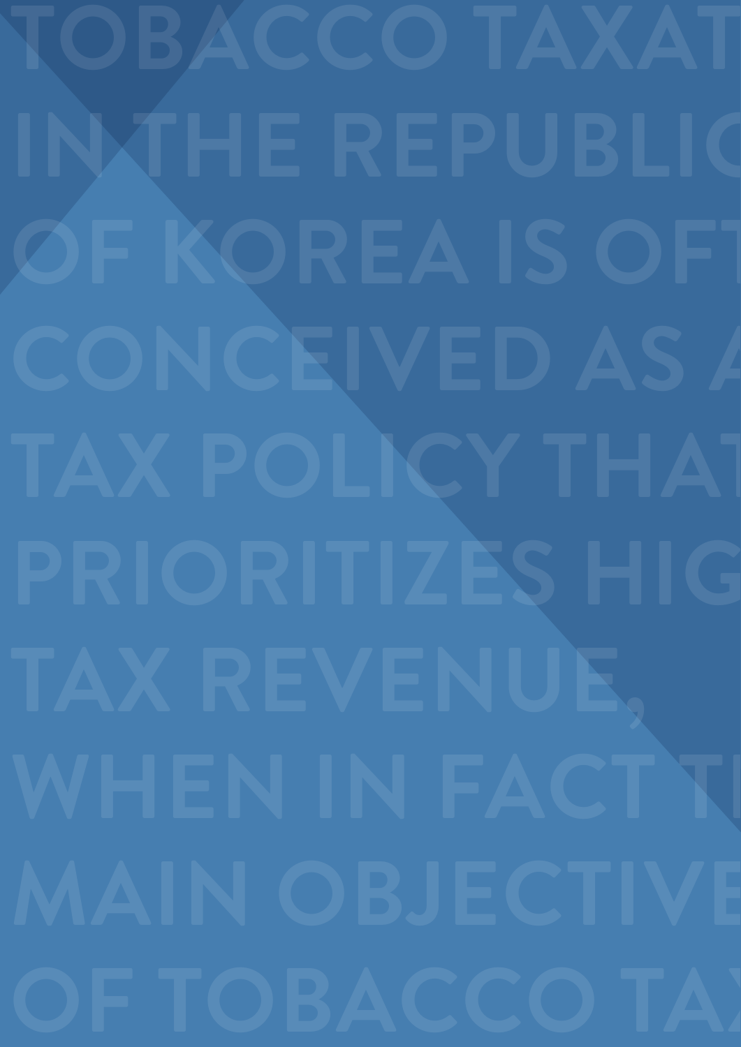TOBACCO TAXAT
IN THE REPUBLIC
OF KOREA IS OFT
CONCEIVED AS A
TAX POLICY THAT
PRIORITIZES HIG
TAX REVENUE,
WHEN IN FACT T
MAIN OBJECTIVE
OF TOBACCO TAX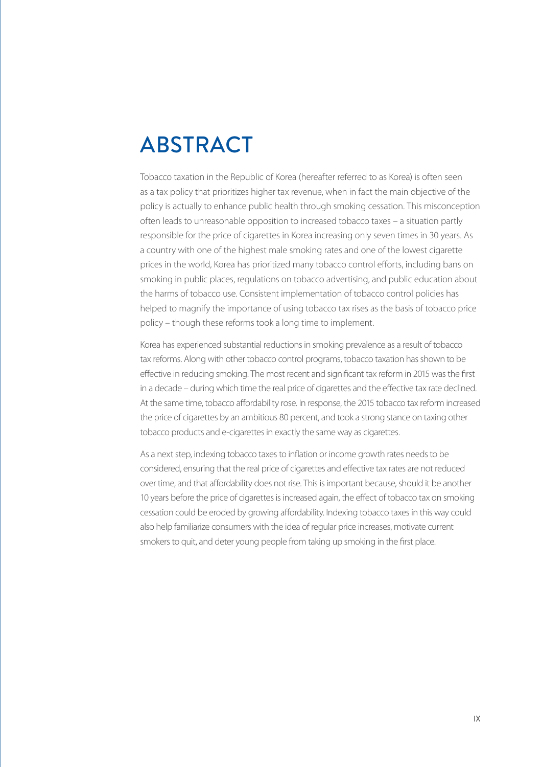# ABSTRACT

Tobacco taxation in the Republic of Korea (hereafter referred to as Korea) is often seen as a tax policy that prioritizes higher tax revenue, when in fact the main objective of the policy is actually to enhance public health through smoking cessation. This misconception often leads to unreasonable opposition to increased tobacco taxes – a situation partly responsible for the price of cigarettes in Korea increasing only seven times in 30 years. As a country with one of the highest male smoking rates and one of the lowest cigarette prices in the world, Korea has prioritized many tobacco control efforts, including bans on smoking in public places, regulations on tobacco advertising, and public education about the harms of tobacco use. Consistent implementation of tobacco control policies has helped to magnify the importance of using tobacco tax rises as the basis of tobacco price policy – though these reforms took a long time to implement.

Korea has experienced substantial reductions in smoking prevalence as a result of tobacco tax reforms. Along with other tobacco control programs, tobacco taxation has shown to be effective in reducing smoking. The most recent and significant tax reform in 2015 was the first in a decade – during which time the real price of cigarettes and the effective tax rate declined. At the same time, tobacco affordability rose. In response, the 2015 tobacco tax reform increased the price of cigarettes by an ambitious 80 percent, and took a strong stance on taxing other tobacco products and e-cigarettes in exactly the same way as cigarettes.

As a next step, indexing tobacco taxes to inflation or income growth rates needs to be considered, ensuring that the real price of cigarettes and effective tax rates are not reduced over time, and that affordability does not rise. This is important because, should it be another 10 years before the price of cigarettes is increased again, the effect of tobacco tax on smoking cessation could be eroded by growing affordability. Indexing tobacco taxes in this way could also help familiarize consumers with the idea of regular price increases, motivate current smokers to quit, and deter young people from taking up smoking in the first place.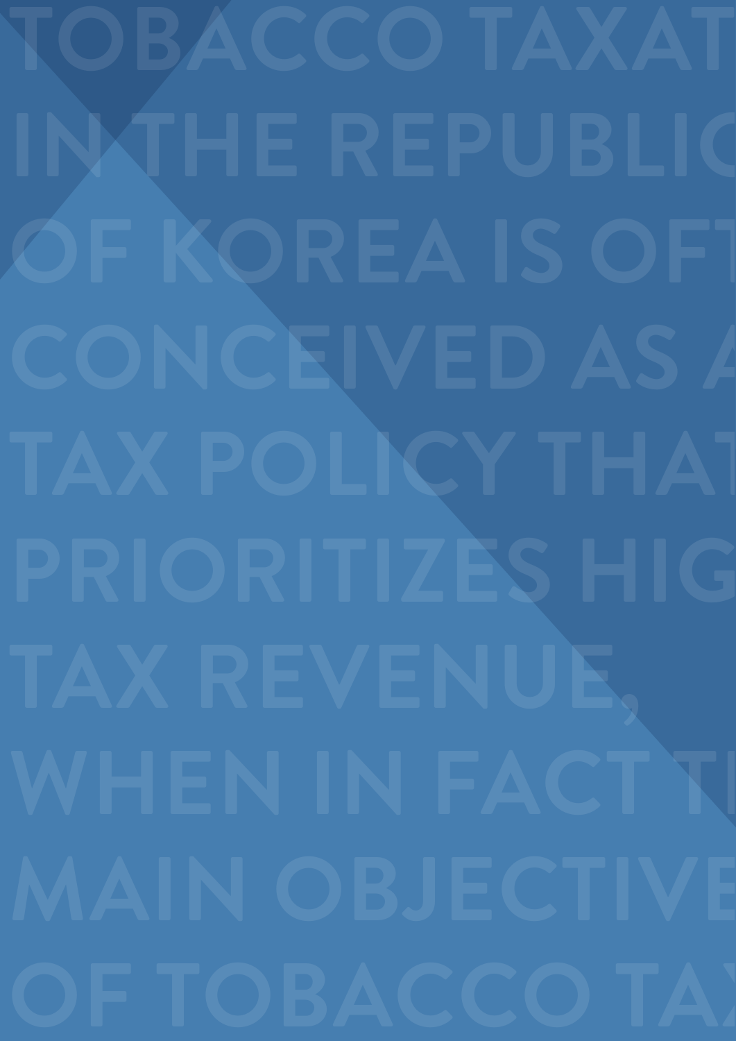TOBACCO TAXATION IN THE REPUBLIC OF KOREA IS OFTEN CONCEIVED AS A TAX POLICY THAT PRIORITIZES HIGH TAX REVENUE, WHEN IN FACT THE MAIN OBJECTIVE OF TOBACCO TAX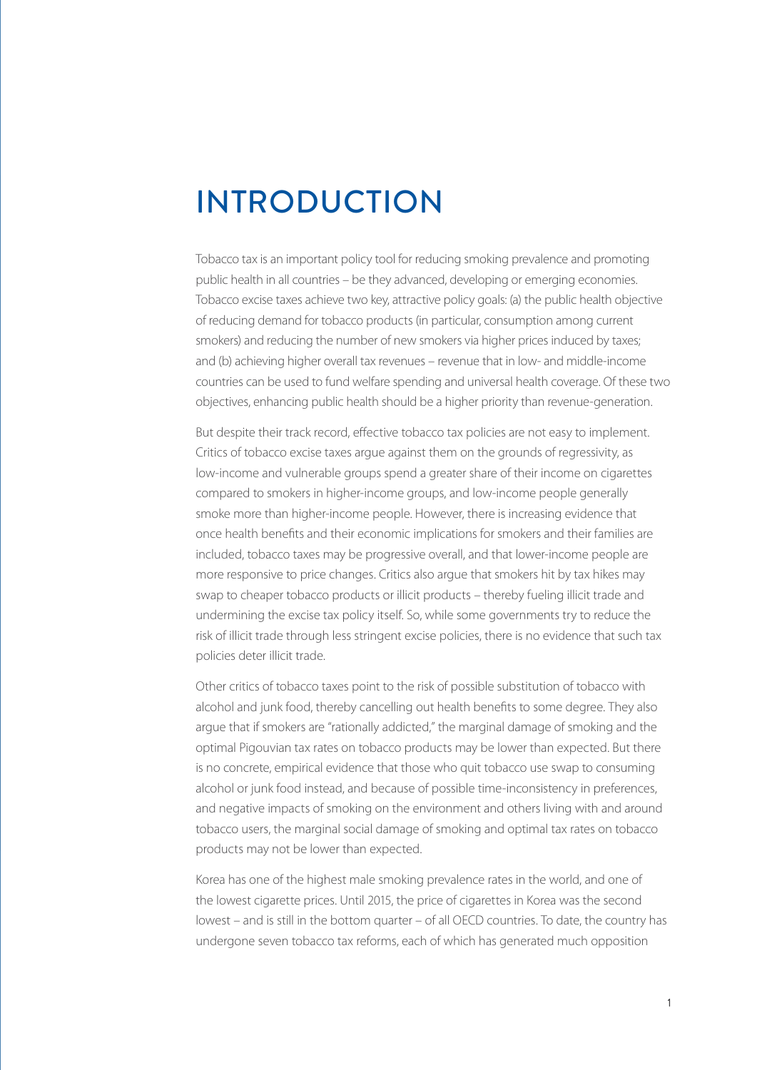# INTRODUCTION

Tobacco tax is an important policy tool for reducing smoking prevalence and promoting public health in all countries – be they advanced, developing or emerging economies. Tobacco excise taxes achieve two key, attractive policy goals: (a) the public health objective of reducing demand for tobacco products (in particular, consumption among current smokers) and reducing the number of new smokers via higher prices induced by taxes; and (b) achieving higher overall tax revenues – revenue that in low- and middle-income countries can be used to fund welfare spending and universal health coverage. Of these two objectives, enhancing public health should be a higher priority than revenue-generation.

But despite their track record, effective tobacco tax policies are not easy to implement. Critics of tobacco excise taxes argue against them on the grounds of regressivity, as low-income and vulnerable groups spend a greater share of their income on cigarettes compared to smokers in higher-income groups, and low-income people generally smoke more than higher-income people. However, there is increasing evidence that once health benefits and their economic implications for smokers and their families are included, tobacco taxes may be progressive overall, and that lower-income people are more responsive to price changes. Critics also argue that smokers hit by tax hikes may swap to cheaper tobacco products or illicit products – thereby fueling illicit trade and undermining the excise tax policy itself. So, while some governments try to reduce the risk of illicit trade through less stringent excise policies, there is no evidence that such tax policies deter illicit trade.

Other critics of tobacco taxes point to the risk of possible substitution of tobacco with alcohol and junk food, thereby cancelling out health benefits to some degree. They also argue that if smokers are "rationally addicted," the marginal damage of smoking and the optimal Pigouvian tax rates on tobacco products may be lower than expected. But there is no concrete, empirical evidence that those who quit tobacco use swap to consuming alcohol or junk food instead, and because of possible time-inconsistency in preferences, and negative impacts of smoking on the environment and others living with and around tobacco users, the marginal social damage of smoking and optimal tax rates on tobacco products may not be lower than expected.

Korea has one of the highest male smoking prevalence rates in the world, and one of the lowest cigarette prices. Until 2015, the price of cigarettes in Korea was the second lowest – and is still in the bottom quarter – of all OECD countries. To date, the country has undergone seven tobacco tax reforms, each of which has generated much opposition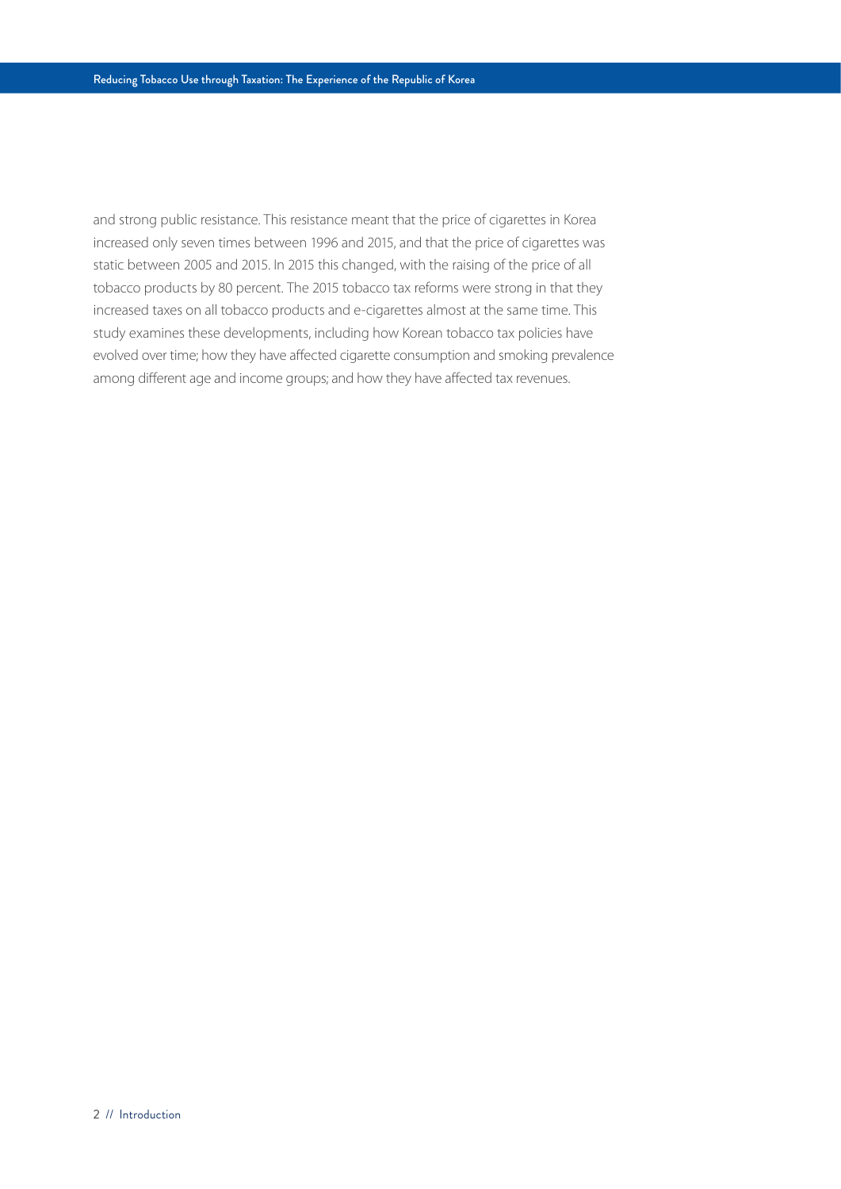and strong public resistance. This resistance meant that the price of cigarettes in Korea increased only seven times between 1996 and 2015, and that the price of cigarettes was static between 2005 and 2015. In 2015 this changed, with the raising of the price of all tobacco products by 80 percent. The 2015 tobacco tax reforms were strong in that they increased taxes on all tobacco products and e-cigarettes almost at the same time. This study examines these developments, including how Korean tobacco tax policies have evolved over time; how they have affected cigarette consumption and smoking prevalence among different age and income groups; and how they have affected tax revenues.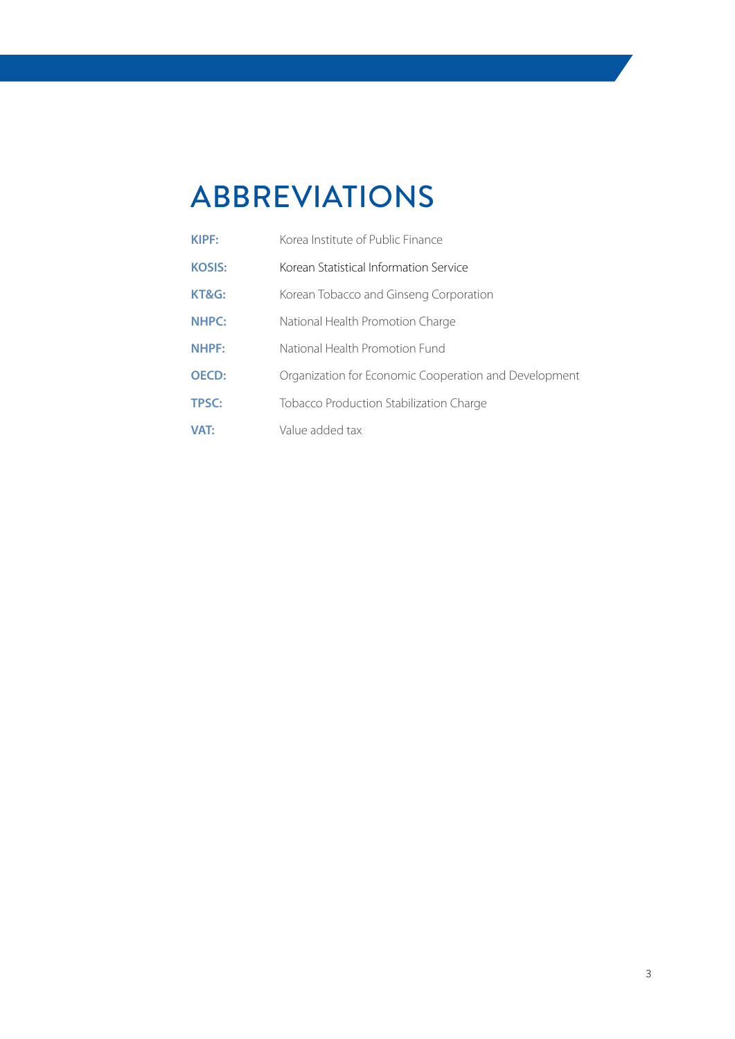# ABBREVIATIONS

**KIPF:** Korea Institute of Public Finance

**KOSIS:** Korean Statistical Information Service

**KT&G:** Korean Tobacco and Ginseng Corporation

**NHPC:** National Health Promotion Charge

**NHPF:** National Health Promotion Fund

**OECD:** Organization for Economic Cooperation and Development

**TPSC:** Tobacco Production Stabilization Charge

**VAT:** Value added tax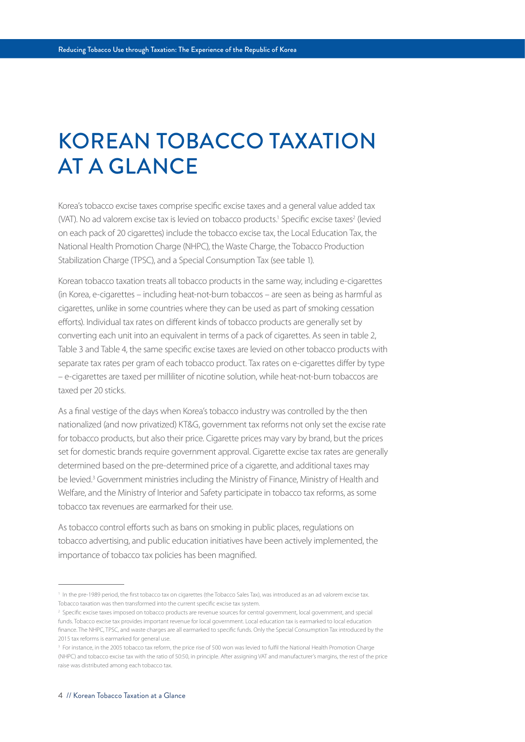# KOREAN TOBACCO TAXATION AT A GLANCE

Korea's tobacco excise taxes comprise specific excise taxes and a general value added tax (VAT). No ad valorem excise tax is levied on tobacco products.[1] Specific excise taxes[2] (levied on each pack of 20 cigarettes) include the tobacco excise tax, the Local Education Tax, the National Health Promotion Charge (NHPC), the Waste Charge, the Tobacco Production Stabilization Charge (TPSC), and a Special Consumption Tax (see table 1).

Korean tobacco taxation treats all tobacco products in the same way, including e-cigarettes (in Korea, e-cigarettes – including heat-not-burn tobaccos – are seen as being as harmful as cigarettes, unlike in some countries where they can be used as part of smoking cessation efforts). Individual tax rates on different kinds of tobacco products are generally set by converting each unit into an equivalent in terms of a pack of cigarettes. As seen in table 2, Table 3 and Table 4, the same specific excise taxes are levied on other tobacco products with separate tax rates per gram of each tobacco product. Tax rates on e-cigarettes differ by type – e-cigarettes are taxed per milliliter of nicotine solution, while heat-not-burn tobaccos are taxed per 20 sticks.

As a final vestige of the days when Korea's tobacco industry was controlled by the then nationalized (and now privatized) KT&G, government tax reforms not only set the excise rate for tobacco products, but also their price. Cigarette prices may vary by brand, but the prices set for domestic brands require government approval. Cigarette excise tax rates are generally determined based on the pre-determined price of a cigarette, and additional taxes may be levied.[3] Government ministries including the Ministry of Finance, Ministry of Health and Welfare, and the Ministry of Interior and Safety participate in tobacco tax reforms, as some tobacco tax revenues are earmarked for their use.

As tobacco control efforts such as bans on smoking in public places, regulations on tobacco advertising, and public education initiatives have been actively implemented, the importance of tobacco tax policies has been magnified.

---

[1] In the pre-1989 period, the first tobacco tax on cigarettes (the Tobacco Sales Tax), was introduced as an ad valorem excise tax. Tobacco taxation was then transformed into the current specific excise tax system.

[2] Specific excise taxes imposed on tobacco products are revenue sources for central government, local government, and special funds. Tobacco excise tax provides important revenue for local government. Local education tax is earmarked to local education finance. The NHPC, TPSC, and waste charges are all earmarked to specific funds. Only the Special Consumption Tax introduced by the 2015 tax reforms is earmarked for general use.

[3] For instance, in the 2005 tobacco tax reform, the price rise of 500 won was levied to fulfil the National Health Promotion Charge (NHPC) and tobacco excise tax with the ratio of 50:50, in principle. After assigning VAT and manufacturer's margins, the rest of the price raise was distributed among each tobacco tax.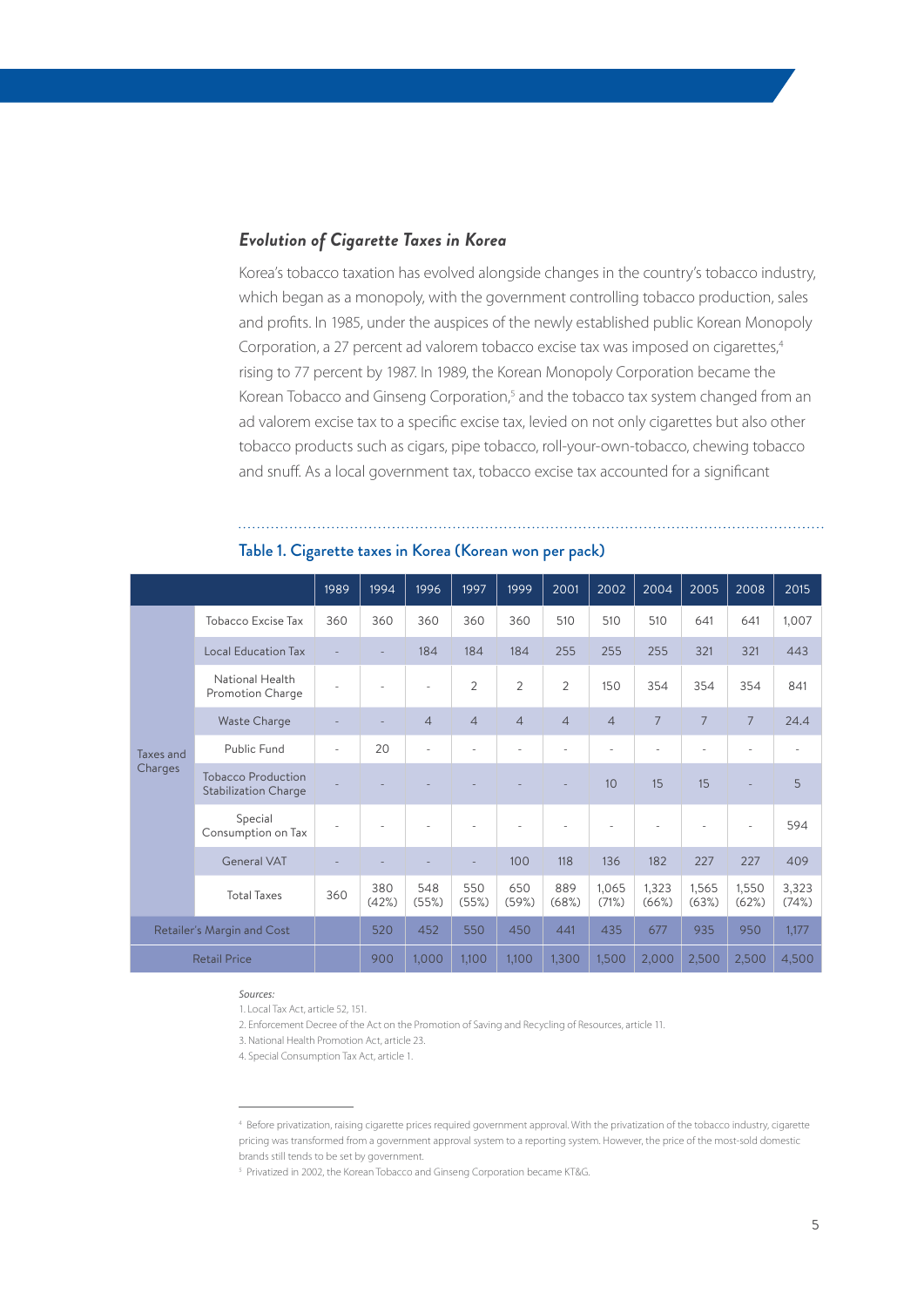### *Evolution of Cigarette Taxes in Korea*

Korea's tobacco taxation has evolved alongside changes in the country's tobacco industry, which began as a monopoly, with the government controlling tobacco production, sales and profits. In 1985, under the auspices of the newly established public Korean Monopoly Corporation, a 27 percent ad valorem tobacco excise tax was imposed on cigarettes,[4] rising to 77 percent by 1987. In 1989, the Korean Monopoly Corporation became the Korean Tobacco and Ginseng Corporation,[5] and the tobacco tax system changed from an ad valorem excise tax to a specific excise tax, levied on not only cigarettes but also other tobacco products such as cigars, pipe tobacco, roll-your-own-tobacco, chewing tobacco and snuff. As a local government tax, tobacco excise tax accounted for a significant

**Table 1. Cigarette taxes in Korea (Korean won per pack)**

| | | 1989 | 1994 | 1996 | 1997 | 1999 | 2001 | 2002 | 2004 | 2005 | 2008 | 2015 |
|---|---|---|---|---|---|---|---|---|---|---|---|---|
| Taxes and Charges | Tobacco Excise Tax | 360 | 360 | 360 | 360 | 360 | 510 | 510 | 510 | 641 | 641 | 1,007 |
| | Local Education Tax | - | - | 184 | 184 | 184 | 255 | 255 | 255 | 321 | 321 | 443 |
| | National Health Promotion Charge | - | - | - | 2 | 2 | 2 | 150 | 354 | 354 | 354 | 841 |
| | Waste Charge | - | - | 4 | 4 | 4 | 4 | 4 | 7 | 7 | 7 | 24.4 |
| | Public Fund | - | 20 | - | - | - | - | - | - | - | - | - |
| | Tobacco Production Stabilization Charge | - | - | - | - | - | - | 10 | 15 | 15 | - | 5 |
| | Special Consumption on Tax | - | - | - | - | - | - | - | - | - | - | 594 |
| | General VAT | - | - | - | - | 100 | 118 | 136 | 182 | 227 | 227 | 409 |
| | Total Taxes | 360 | 380 (42%) | 548 (55%) | 550 (55%) | 650 (59%) | 889 (68%) | 1,065 (71%) | 1,323 (66%) | 1,565 (63%) | 1,550 (62%) | 3,323 (74%) |
| Retailer's Margin and Cost | | | 520 | 452 | 550 | 450 | 441 | 435 | 677 | 935 | 950 | 1,177 |
| Retail Price | | | 900 | 1,000 | 1,100 | 1,100 | 1,300 | 1,500 | 2,000 | 2,500 | 2,500 | 4,500 |

*Sources:*

1. Local Tax Act, article 52, 151.
2. Enforcement Decree of the Act on the Promotion of Saving and Recycling of Resources, article 11.
3. National Health Promotion Act, article 23.
4. Special Consumption Tax Act, article 1.

---

[4] Before privatization, raising cigarette prices required government approval. With the privatization of the tobacco industry, cigarette pricing was transformed from a government approval system to a reporting system. However, the price of the most-sold domestic brands still tends to be set by government.

[5] Privatized in 2002, the Korean Tobacco and Ginseng Corporation became KT&G.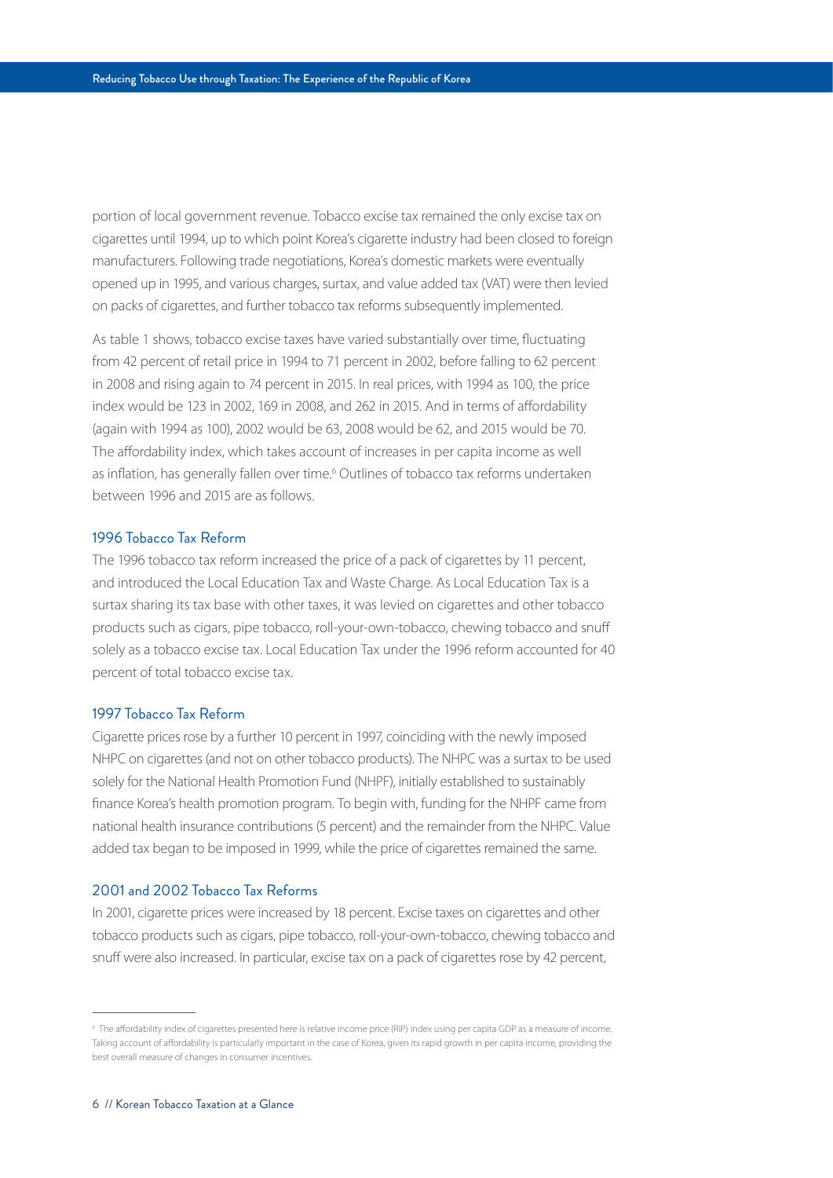portion of local government revenue. Tobacco excise tax remained the only excise tax on cigarettes until 1994, up to which point Korea's cigarette industry had been closed to foreign manufacturers. Following trade negotiations, Korea's domestic markets were eventually opened up in 1995, and various charges, surtax, and value added tax (VAT) were then levied on packs of cigarettes, and further tobacco tax reforms subsequently implemented.

As table 1 shows, tobacco excise taxes have varied substantially over time, fluctuating from 42 percent of retail price in 1994 to 71 percent in 2002, before falling to 62 percent in 2008 and rising again to 74 percent in 2015. In real prices, with 1994 as 100, the price index would be 123 in 2002, 169 in 2008, and 262 in 2015. And in terms of affordability (again with 1994 as 100), 2002 would be 63, 2008 would be 62, and 2015 would be 70. The affordability index, which takes account of increases in per capita income as well as inflation, has generally fallen over time.[6] Outlines of tobacco tax reforms undertaken between 1996 and 2015 are as follows.

### 1996 Tobacco Tax Reform

The 1996 tobacco tax reform increased the price of a pack of cigarettes by 11 percent, and introduced the Local Education Tax and Waste Charge. As Local Education Tax is a surtax sharing its tax base with other taxes, it was levied on cigarettes and other tobacco products such as cigars, pipe tobacco, roll-your-own-tobacco, chewing tobacco and snuff solely as a tobacco excise tax. Local Education Tax under the 1996 reform accounted for 40 percent of total tobacco excise tax.

### 1997 Tobacco Tax Reform

Cigarette prices rose by a further 10 percent in 1997, coinciding with the newly imposed NHPC on cigarettes (and not on other tobacco products). The NHPC was a surtax to be used solely for the National Health Promotion Fund (NHPF), initially established to sustainably finance Korea's health promotion program. To begin with, funding for the NHPF came from national health insurance contributions (5 percent) and the remainder from the NHPC. Value added tax began to be imposed in 1999, while the price of cigarettes remained the same.

### 2001 and 2002 Tobacco Tax Reforms

In 2001, cigarette prices were increased by 18 percent. Excise taxes on cigarettes and other tobacco products such as cigars, pipe tobacco, roll-your-own-tobacco, chewing tobacco and snuff were also increased. In particular, excise tax on a pack of cigarettes rose by 42 percent,

---

[6] The affordability index of cigarettes presented here is relative income price (RIP) index using per capita GDP as a measure of income. Taking account of affordability is particularly important in the case of Korea, given its rapid growth in per capita income, providing the best overall measure of changes in consumer incentives.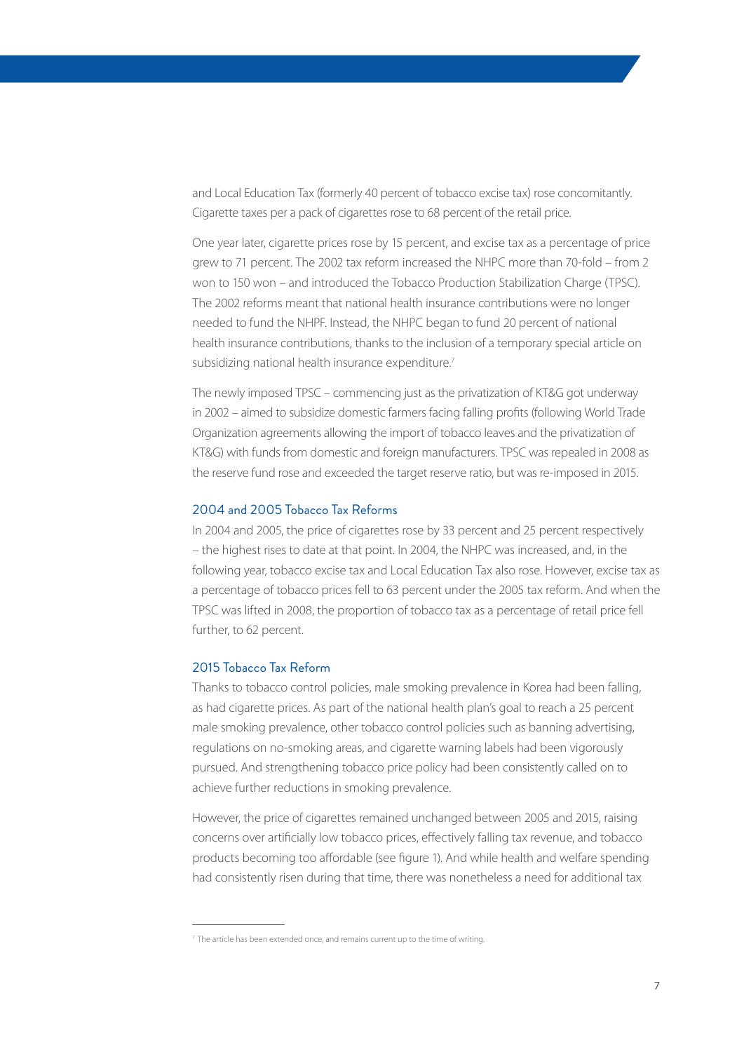and Local Education Tax (formerly 40 percent of tobacco excise tax) rose concomitantly. Cigarette taxes per a pack of cigarettes rose to 68 percent of the retail price.

One year later, cigarette prices rose by 15 percent, and excise tax as a percentage of price grew to 71 percent. The 2002 tax reform increased the NHPC more than 70-fold – from 2 won to 150 won – and introduced the Tobacco Production Stabilization Charge (TPSC). The 2002 reforms meant that national health insurance contributions were no longer needed to fund the NHPF. Instead, the NHPC began to fund 20 percent of national health insurance contributions, thanks to the inclusion of a temporary special article on subsidizing national health insurance expenditure.[7]

The newly imposed TPSC – commencing just as the privatization of KT&G got underway in 2002 – aimed to subsidize domestic farmers facing falling profits (following World Trade Organization agreements allowing the import of tobacco leaves and the privatization of KT&G) with funds from domestic and foreign manufacturers. TPSC was repealed in 2008 as the reserve fund rose and exceeded the target reserve ratio, but was re-imposed in 2015.

### 2004 and 2005 Tobacco Tax Reforms

In 2004 and 2005, the price of cigarettes rose by 33 percent and 25 percent respectively – the highest rises to date at that point. In 2004, the NHPC was increased, and, in the following year, tobacco excise tax and Local Education Tax also rose. However, excise tax as a percentage of tobacco prices fell to 63 percent under the 2005 tax reform. And when the TPSC was lifted in 2008, the proportion of tobacco tax as a percentage of retail price fell further, to 62 percent.

### 2015 Tobacco Tax Reform

Thanks to tobacco control policies, male smoking prevalence in Korea had been falling, as had cigarette prices. As part of the national health plan's goal to reach a 25 percent male smoking prevalence, other tobacco control policies such as banning advertising, regulations on no-smoking areas, and cigarette warning labels had been vigorously pursued. And strengthening tobacco price policy had been consistently called on to achieve further reductions in smoking prevalence.

However, the price of cigarettes remained unchanged between 2005 and 2015, raising concerns over artificially low tobacco prices, effectively falling tax revenue, and tobacco products becoming too affordable (see figure 1). And while health and welfare spending had consistently risen during that time, there was nonetheless a need for additional tax

[7] The article has been extended once, and remains current up to the time of writing.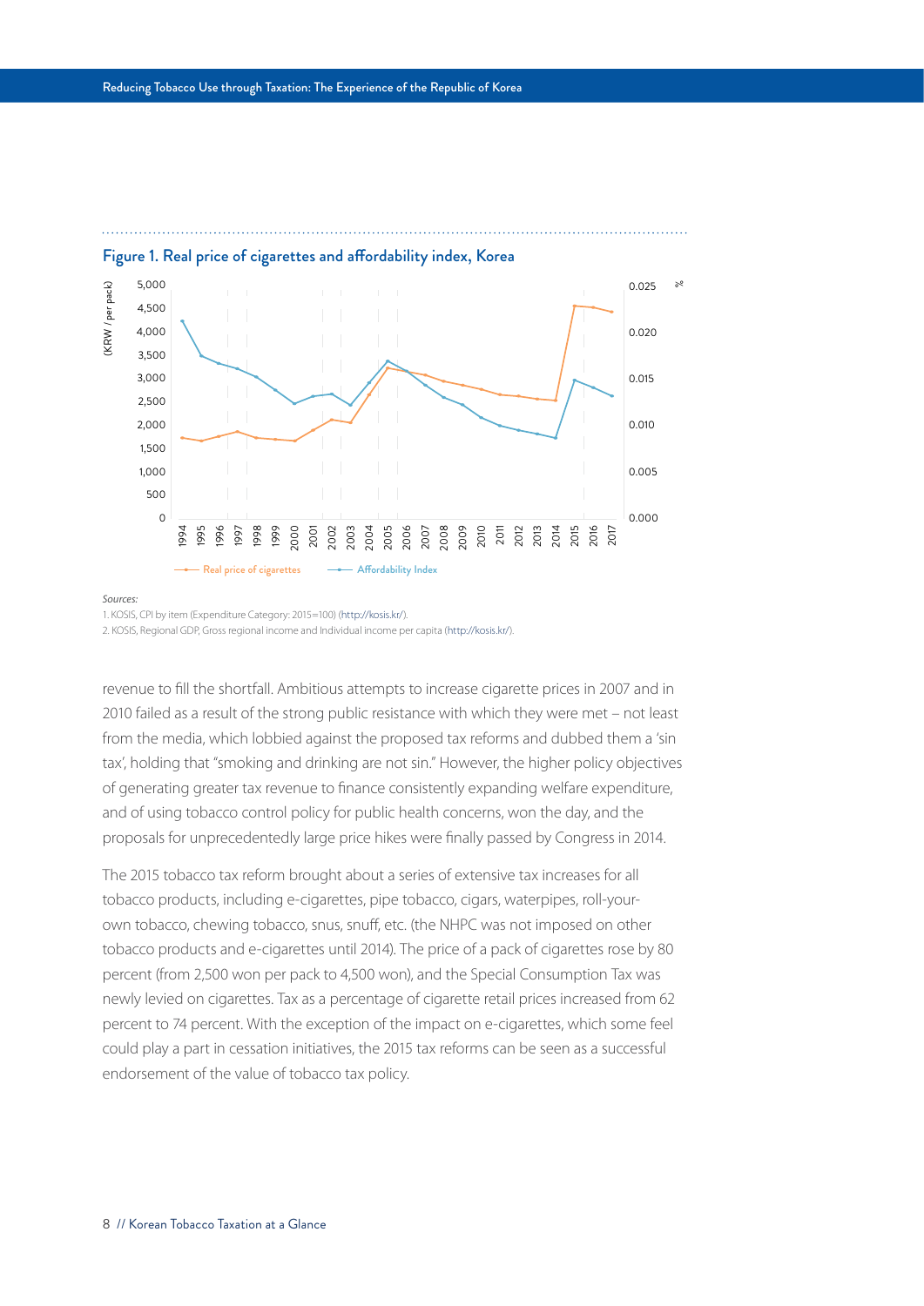## Figure 1. Real price of cigarettes and affordability index, Korea

Sources:

1. KOSIS, CPI by item (Expenditure Category: 2015=100) (http://kosis.kr/).
2. KOSIS, Regional GDP, Gross regional income and Individual income per capita (http://kosis.kr/).

revenue to fill the shortfall. Ambitious attempts to increase cigarette prices in 2007 and in 2010 failed as a result of the strong public resistance with which they were met – not least from the media, which lobbied against the proposed tax reforms and dubbed them a 'sin tax', holding that "smoking and drinking are not sin." However, the higher policy objectives of generating greater tax revenue to finance consistently expanding welfare expenditure, and of using tobacco control policy for public health concerns, won the day, and the proposals for unprecedentedly large price hikes were finally passed by Congress in 2014.

The 2015 tobacco tax reform brought about a series of extensive tax increases for all tobacco products, including e-cigarettes, pipe tobacco, cigars, waterpipes, roll-your-own tobacco, chewing tobacco, snus, snuff, etc. (the NHPC was not imposed on other tobacco products and e-cigarettes until 2014). The price of a pack of cigarettes rose by 80 percent (from 2,500 won per pack to 4,500 won), and the Special Consumption Tax was newly levied on cigarettes. Tax as a percentage of cigarette retail prices increased from 62 percent to 74 percent. With the exception of the impact on e-cigarettes, which some feel could play a part in cessation initiatives, the 2015 tax reforms can be seen as a successful endorsement of the value of tobacco tax policy.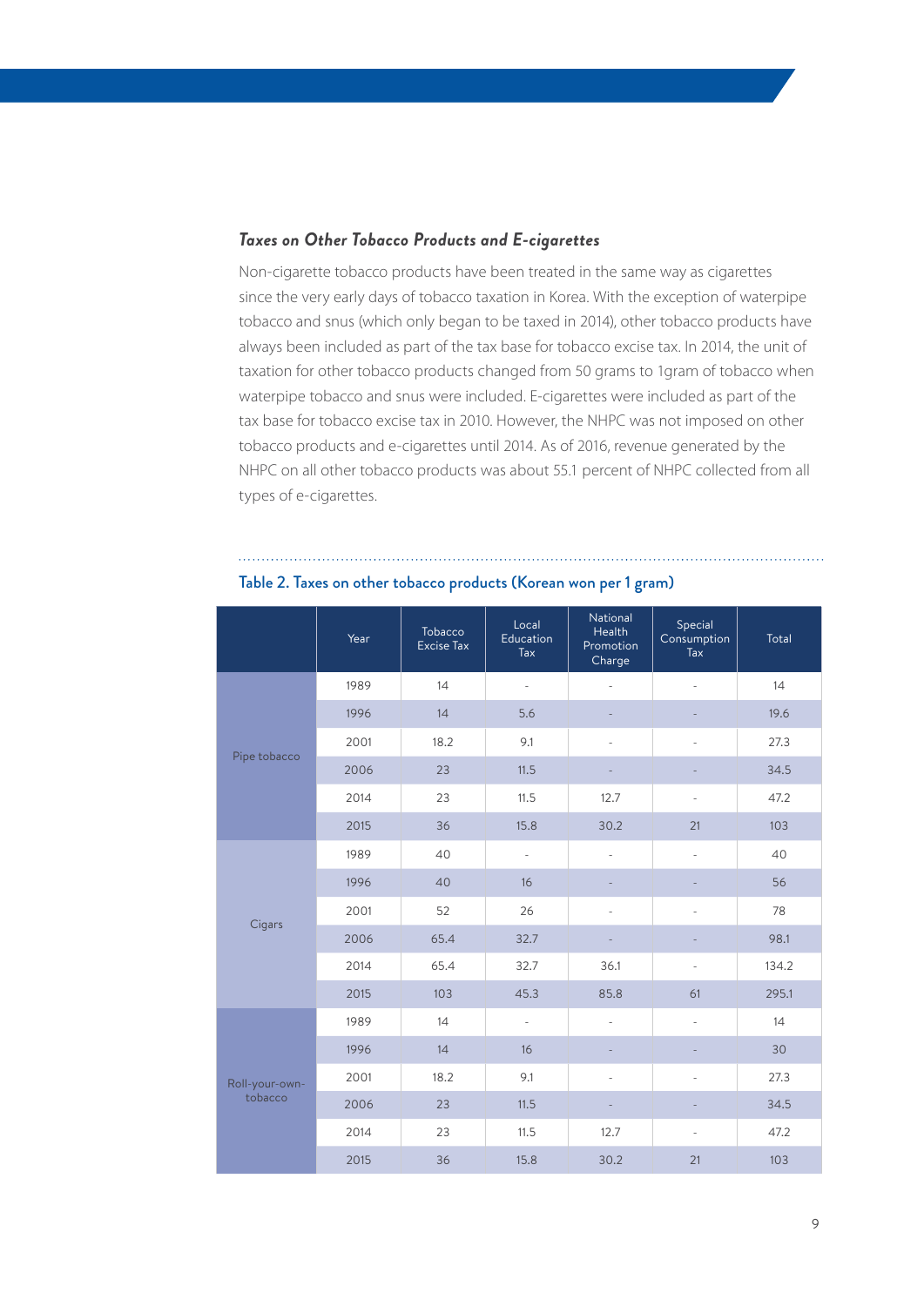### *Taxes on Other Tobacco Products and E-cigarettes*

Non-cigarette tobacco products have been treated in the same way as cigarettes since the very early days of tobacco taxation in Korea. With the exception of waterpipe tobacco and snus (which only began to be taxed in 2014), other tobacco products have always been included as part of the tax base for tobacco excise tax. In 2014, the unit of taxation for other tobacco products changed from 50 grams to 1gram of tobacco when waterpipe tobacco and snus were included. E-cigarettes were included as part of the tax base for tobacco excise tax in 2010. However, the NHPC was not imposed on other tobacco products and e-cigarettes until 2014. As of 2016, revenue generated by the NHPC on all other tobacco products was about 55.1 percent of NHPC collected from all types of e-cigarettes.

Table 2. Taxes on other tobacco products (Korean won per 1 gram)

| | Year | Tobacco Excise Tax | Local Education Tax | National Health Promotion Charge | Special Consumption Tax | Total |
|---|---|---|---|---|---|---|
| Pipe tobacco | 1989 | 14 | - | - | - | 14 |
| | 1996 | 14 | 5.6 | - | - | 19.6 |
| | 2001 | 18.2 | 9.1 | - | - | 27.3 |
| | 2006 | 23 | 11.5 | - | - | 34.5 |
| | 2014 | 23 | 11.5 | 12.7 | - | 47.2 |
| | 2015 | 36 | 15.8 | 30.2 | 21 | 103 |
| Cigars | 1989 | 40 | - | - | - | 40 |
| | 1996 | 40 | 16 | - | - | 56 |
| | 2001 | 52 | 26 | - | - | 78 |
| | 2006 | 65.4 | 32.7 | - | - | 98.1 |
| | 2014 | 65.4 | 32.7 | 36.1 | - | 134.2 |
| | 2015 | 103 | 45.3 | 85.8 | 61 | 295.1 |
| Roll-your-own-tobacco | 1989 | 14 | - | - | - | 14 |
| | 1996 | 14 | 16 | - | - | 30 |
| | 2001 | 18.2 | 9.1 | - | - | 27.3 |
| | 2006 | 23 | 11.5 | - | - | 34.5 |
| | 2014 | 23 | 11.5 | 12.7 | - | 47.2 |
| | 2015 | 36 | 15.8 | 30.2 | 21 | 103 |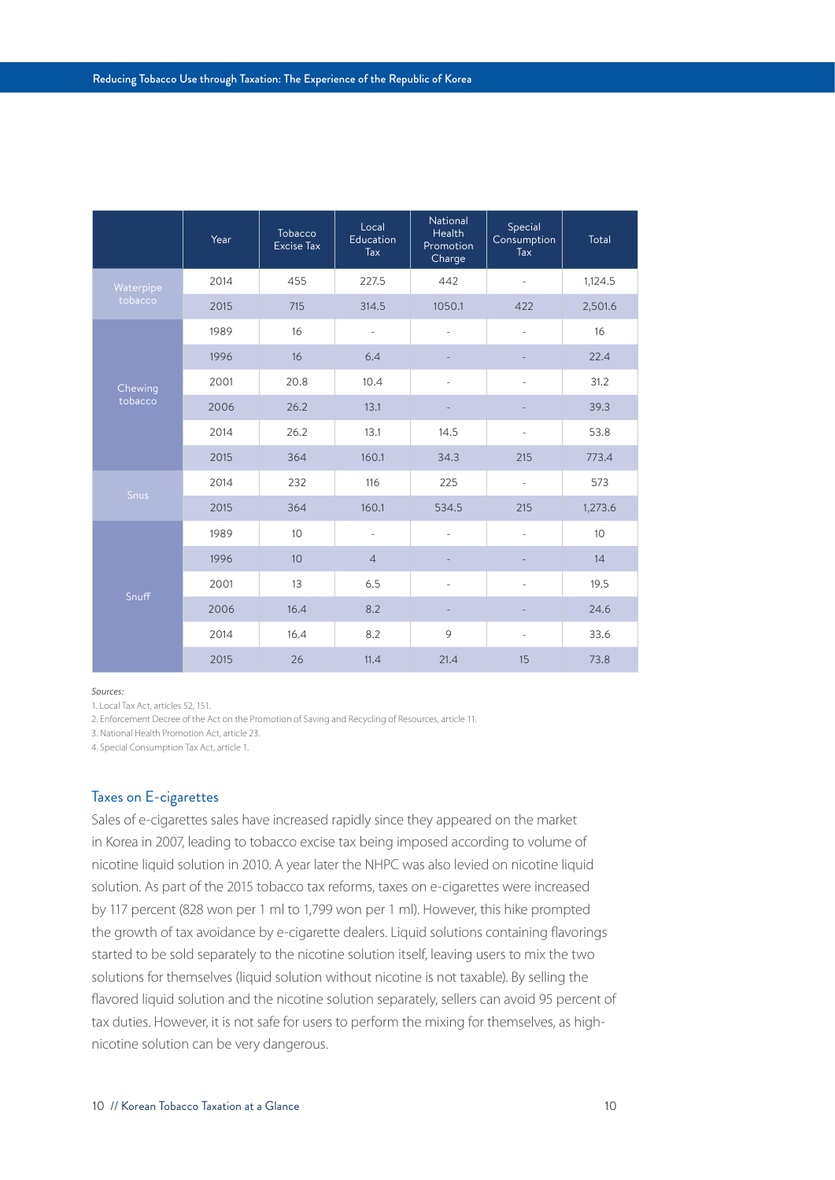| | Year | Tobacco Excise Tax | Local Education Tax | National Health Promotion Charge | Special Consumption Tax | Total |
|---|---|---|---|---|---|---|
| Waterpipe tobacco | 2014 | 455 | 227.5 | 442 | - | 1,124.5 |
| | 2015 | 715 | 314.5 | 1050.1 | 422 | 2,501.6 |
| Chewing tobacco | 1989 | 16 | - | - | - | 16 |
| | 1996 | 16 | 6.4 | - | - | 22.4 |
| | 2001 | 20.8 | 10.4 | - | - | 31.2 |
| | 2006 | 26.2 | 13.1 | - | - | 39.3 |
| | 2014 | 26.2 | 13.1 | 14.5 | - | 53.8 |
| | 2015 | 364 | 160.1 | 34.3 | 215 | 773.4 |
| Snus | 2014 | 232 | 116 | 225 | - | 573 |
| | 2015 | 364 | 160.1 | 534.5 | 215 | 1,273.6 |
| Snuff | 1989 | 10 | - | - | - | 10 |
| | 1996 | 10 | 4 | - | - | 14 |
| | 2001 | 13 | 6.5 | - | - | 19.5 |
| | 2006 | 16.4 | 8.2 | - | - | 24.6 |
| | 2014 | 16.4 | 8.2 | 9 | - | 33.6 |
| | 2015 | 26 | 11.4 | 21.4 | 15 | 73.8 |

*Sources:*

1. Local Tax Act, articles 52, 151.
2. Enforcement Decree of the Act on the Promotion of Saving and Recycling of Resources, article 11.
3. National Health Promotion Act, article 23.
4. Special Consumption Tax Act, article 1.

### Taxes on E-cigarettes

Sales of e-cigarettes sales have increased rapidly since they appeared on the market in Korea in 2007, leading to tobacco excise tax being imposed according to volume of nicotine liquid solution in 2010. A year later the NHPC was also levied on nicotine liquid solution. As part of the 2015 tobacco tax reforms, taxes on e-cigarettes were increased by 117 percent (828 won per 1 ml to 1,799 won per 1 ml). However, this hike prompted the growth of tax avoidance by e-cigarette dealers. Liquid solutions containing flavorings started to be sold separately to the nicotine solution itself, leaving users to mix the two solutions for themselves (liquid solution without nicotine is not taxable). By selling the flavored liquid solution and the nicotine solution separately, sellers can avoid 95 percent of tax duties. However, it is not safe for users to perform the mixing for themselves, as high-nicotine solution can be very dangerous.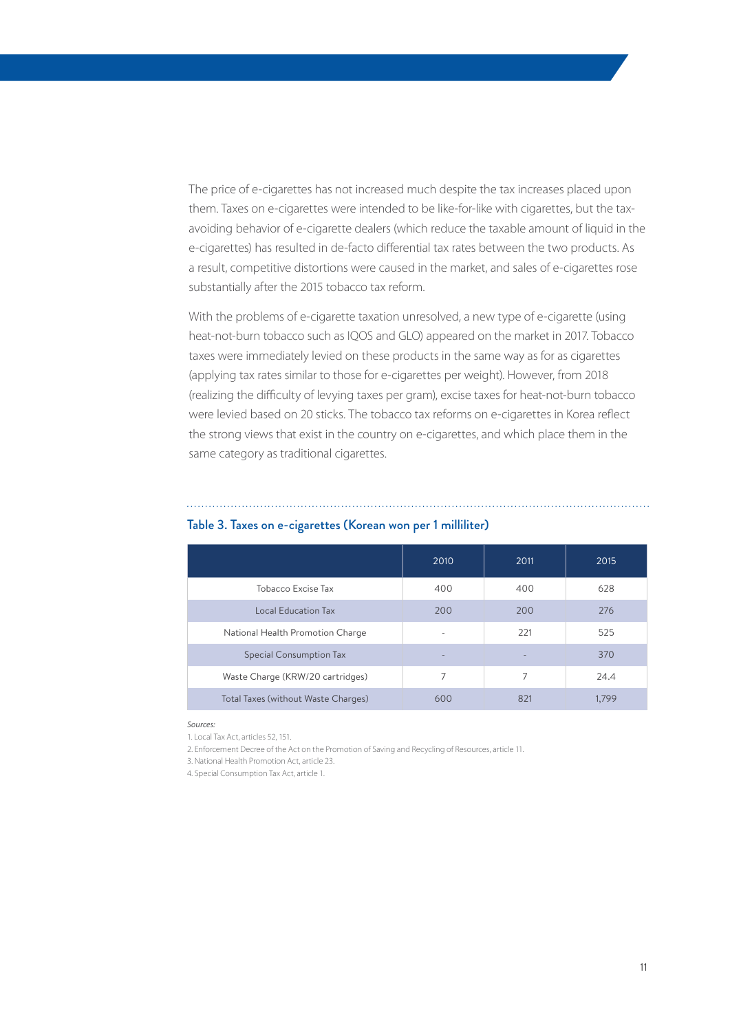The price of e-cigarettes has not increased much despite the tax increases placed upon them. Taxes on e-cigarettes were intended to be like-for-like with cigarettes, but the tax-avoiding behavior of e-cigarette dealers (which reduce the taxable amount of liquid in the e-cigarettes) has resulted in de-facto differential tax rates between the two products. As a result, competitive distortions were caused in the market, and sales of e-cigarettes rose substantially after the 2015 tobacco tax reform.

With the problems of e-cigarette taxation unresolved, a new type of e-cigarette (using heat-not-burn tobacco such as IQOS and GLO) appeared on the market in 2017. Tobacco taxes were immediately levied on these products in the same way as for as cigarettes (applying tax rates similar to those for e-cigarettes per weight). However, from 2018 (realizing the difficulty of levying taxes per gram), excise taxes for heat-not-burn tobacco were levied based on 20 sticks. The tobacco tax reforms on e-cigarettes in Korea reflect the strong views that exist in the country on e-cigarettes, and which place them in the same category as traditional cigarettes.

### Table 3. Taxes on e-cigarettes (Korean won per 1 milliliter)

| | 2010 | 2011 | 2015 |
|---|---|---|---|
| Tobacco Excise Tax | 400 | 400 | 628 |
| Local Education Tax | 200 | 200 | 276 |
| National Health Promotion Charge | - | 221 | 525 |
| Special Consumption Tax | - | - | 370 |
| Waste Charge (KRW/20 cartridges) | 7 | 7 | 24.4 |
| Total Taxes (without Waste Charges) | 600 | 821 | 1,799 |

*Sources:*

1. Local Tax Act, articles 52, 151.
2. Enforcement Decree of the Act on the Promotion of Saving and Recycling of Resources, article 11.
3. National Health Promotion Act, article 23.
4. Special Consumption Tax Act, article 1.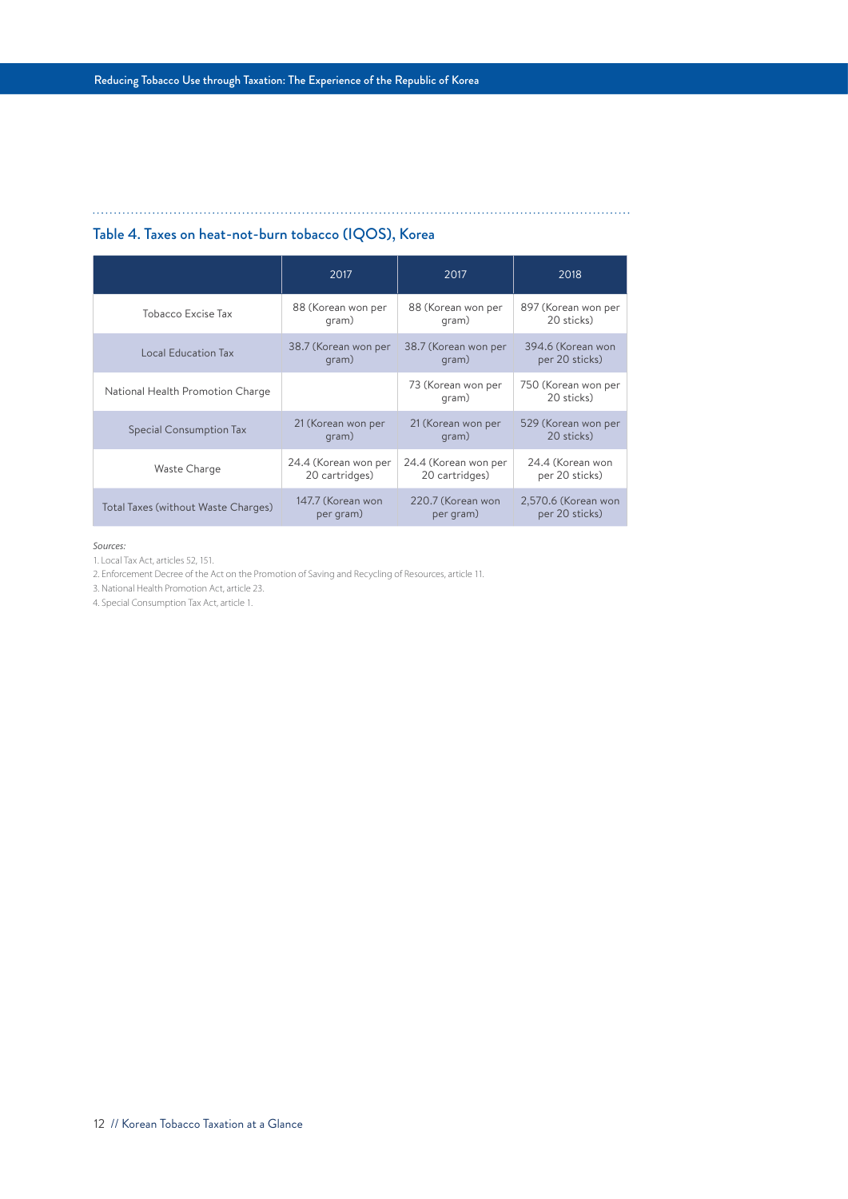### Table 4. Taxes on heat-not-burn tobacco (IQOS), Korea

| | 2017 | 2017 | 2018 |
|---|---|---|---|
| Tobacco Excise Tax | 88 (Korean won per gram) | 88 (Korean won per gram) | 897 (Korean won per 20 sticks) |
| Local Education Tax | 38.7 (Korean won per gram) | 38.7 (Korean won per gram) | 394.6 (Korean won per 20 sticks) |
| National Health Promotion Charge | | 73 (Korean won per gram) | 750 (Korean won per 20 sticks) |
| Special Consumption Tax | 21 (Korean won per gram) | 21 (Korean won per gram) | 529 (Korean won per 20 sticks) |
| Waste Charge | 24.4 (Korean won per 20 cartridges) | 24.4 (Korean won per 20 cartridges) | 24.4 (Korean won per 20 sticks) |
| Total Taxes (without Waste Charges) | 147.7 (Korean won per gram) | 220.7 (Korean won per gram) | 2,570.6 (Korean won per 20 sticks) |

*Sources:*

1. Local Tax Act, articles 52, 151.
2. Enforcement Decree of the Act on the Promotion of Saving and Recycling of Resources, article 11.
3. National Health Promotion Act, article 23.
4. Special Consumption Tax Act, article 1.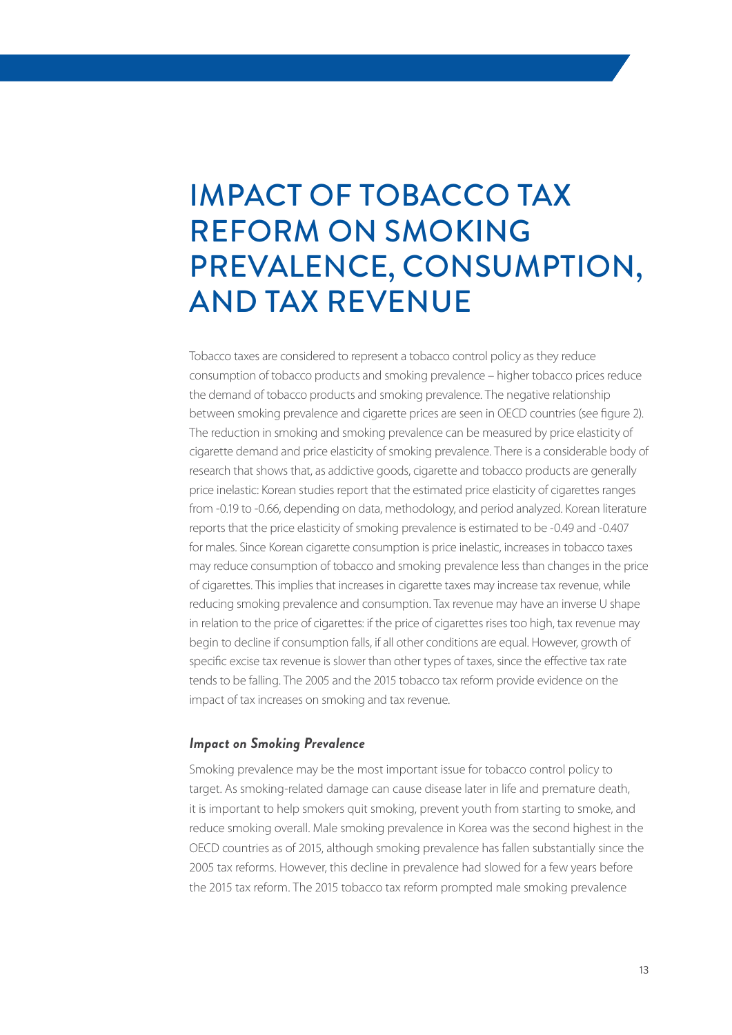# IMPACT OF TOBACCO TAX REFORM ON SMOKING PREVALENCE, CONSUMPTION, AND TAX REVENUE

Tobacco taxes are considered to represent a tobacco control policy as they reduce consumption of tobacco products and smoking prevalence – higher tobacco prices reduce the demand of tobacco products and smoking prevalence. The negative relationship between smoking prevalence and cigarette prices are seen in OECD countries (see figure 2). The reduction in smoking and smoking prevalence can be measured by price elasticity of cigarette demand and price elasticity of smoking prevalence. There is a considerable body of research that shows that, as addictive goods, cigarette and tobacco products are generally price inelastic: Korean studies report that the estimated price elasticity of cigarettes ranges from -0.19 to -0.66, depending on data, methodology, and period analyzed. Korean literature reports that the price elasticity of smoking prevalence is estimated to be -0.49 and -0.407 for males. Since Korean cigarette consumption is price inelastic, increases in tobacco taxes may reduce consumption of tobacco and smoking prevalence less than changes in the price of cigarettes. This implies that increases in cigarette taxes may increase tax revenue, while reducing smoking prevalence and consumption. Tax revenue may have an inverse U shape in relation to the price of cigarettes: if the price of cigarettes rises too high, tax revenue may begin to decline if consumption falls, if all other conditions are equal. However, growth of specific excise tax revenue is slower than other types of taxes, since the effective tax rate tends to be falling. The 2005 and the 2015 tobacco tax reform provide evidence on the impact of tax increases on smoking and tax revenue.

### *Impact on Smoking Prevalence*

Smoking prevalence may be the most important issue for tobacco control policy to target. As smoking-related damage can cause disease later in life and premature death, it is important to help smokers quit smoking, prevent youth from starting to smoke, and reduce smoking overall. Male smoking prevalence in Korea was the second highest in the OECD countries as of 2015, although smoking prevalence has fallen substantially since the 2005 tax reforms. However, this decline in prevalence had slowed for a few years before the 2015 tax reform. The 2015 tobacco tax reform prompted male smoking prevalence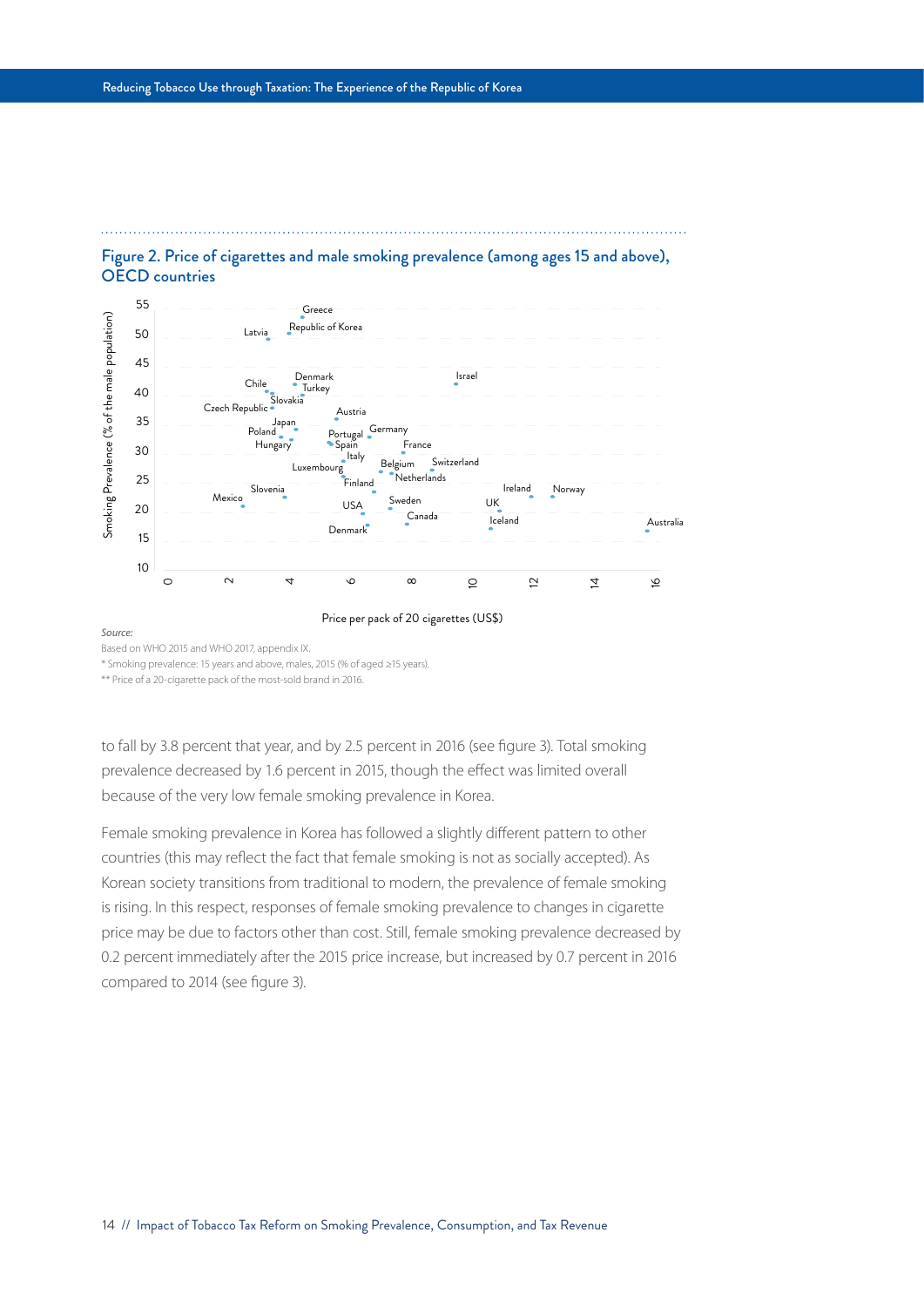## Figure 2. Price of cigarettes and male smoking prevalence (among ages 15 and above), OECD countries

Smoking Prevalence (% of the male population)

Price per pack of 20 cigarettes (US$)

Greece, Republic of Korea, Latvia, Israel, Denmark, Chile, Turkey, Slovakia, Czech Republic, Austria, Japan, Poland, Germany, Portugal, Hungary, Spain, France, Italy, Luxembourg, Belgium, Switzerland, Netherlands, Finland, Slovenia, Ireland, Norway, Mexico, Sweden, USA, UK, Canada, Iceland, Australia, Denmark

*Source:*

Based on WHO 2015 and WHO 2017, appendix IX.

* Smoking prevalence: 15 years and above, males, 2015 (% of aged ≥15 years).

** Price of a 20-cigarette pack of the most-sold brand in 2016.

to fall by 3.8 percent that year, and by 2.5 percent in 2016 (see figure 3). Total smoking prevalence decreased by 1.6 percent in 2015, though the effect was limited overall because of the very low female smoking prevalence in Korea.

Female smoking prevalence in Korea has followed a slightly different pattern to other countries (this may reflect the fact that female smoking is not as socially accepted). As Korean society transitions from traditional to modern, the prevalence of female smoking is rising. In this respect, responses of female smoking prevalence to changes in cigarette price may be due to factors other than cost. Still, female smoking prevalence decreased by 0.2 percent immediately after the 2015 price increase, but increased by 0.7 percent in 2016 compared to 2014 (see figure 3).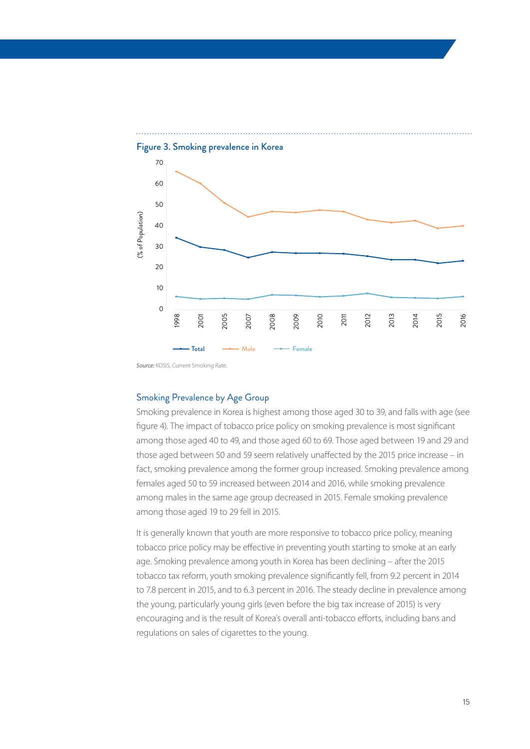Figure 3. Smoking prevalence in Korea

*Source:* KOSIS, Current Smoking Rate.

## Smoking Prevalence by Age Group

Smoking prevalence in Korea is highest among those aged 30 to 39, and falls with age (see figure 4). The impact of tobacco price policy on smoking prevalence is most significant among those aged 40 to 49, and those aged 60 to 69. Those aged between 19 and 29 and those aged between 50 and 59 seem relatively unaffected by the 2015 price increase – in fact, smoking prevalence among the former group increased. Smoking prevalence among females aged 50 to 59 increased between 2014 and 2016, while smoking prevalence among males in the same age group decreased in 2015. Female smoking prevalence among those aged 19 to 29 fell in 2015.

It is generally known that youth are more responsive to tobacco price policy, meaning tobacco price policy may be effective in preventing youth starting to smoke at an early age. Smoking prevalence among youth in Korea has been declining – after the 2015 tobacco tax reform, youth smoking prevalence significantly fell, from 9.2 percent in 2014 to 7.8 percent in 2015, and to 6.3 percent in 2016. The steady decline in prevalence among the young, particularly young girls (even before the big tax increase of 2015) is very encouraging and is the result of Korea's overall anti-tobacco efforts, including bans and regulations on sales of cigarettes to the young.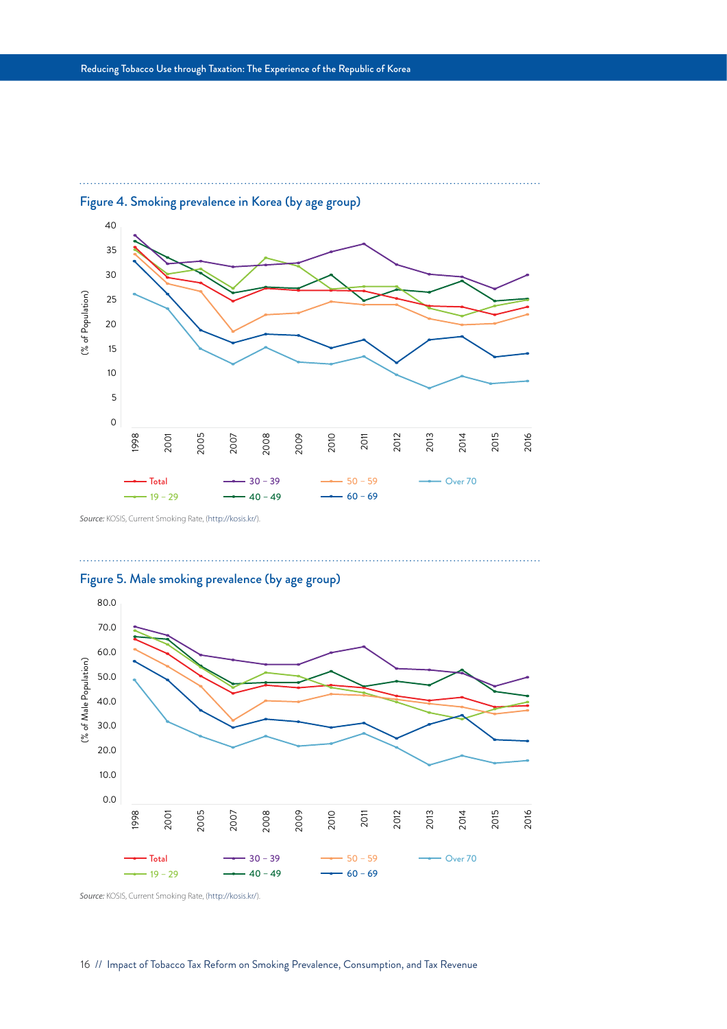## Figure 4. Smoking prevalence in Korea (by age group)

(% of Population)

Legend: Total; 19 – 29; 30 – 39; 40 – 49; 50 – 59; 60 – 69; Over 70

Years: 1998, 2001, 2005, 2007, 2008, 2009, 2010, 2011, 2012, 2013, 2014, 2015, 2016

*Source:* KOSIS, Current Smoking Rate, (http://kosis.kr/).

## Figure 5. Male smoking prevalence (by age group)

(% of Male Population)

Legend: Total; 19 – 29; 30 – 39; 40 – 49; 50 – 59; 60 – 69; Over 70

Years: 1998, 2001, 2005, 2007, 2008, 2009, 2010, 2011, 2012, 2013, 2014, 2015, 2016

*Source:* KOSIS, Current Smoking Rate, (http://kosis.kr/).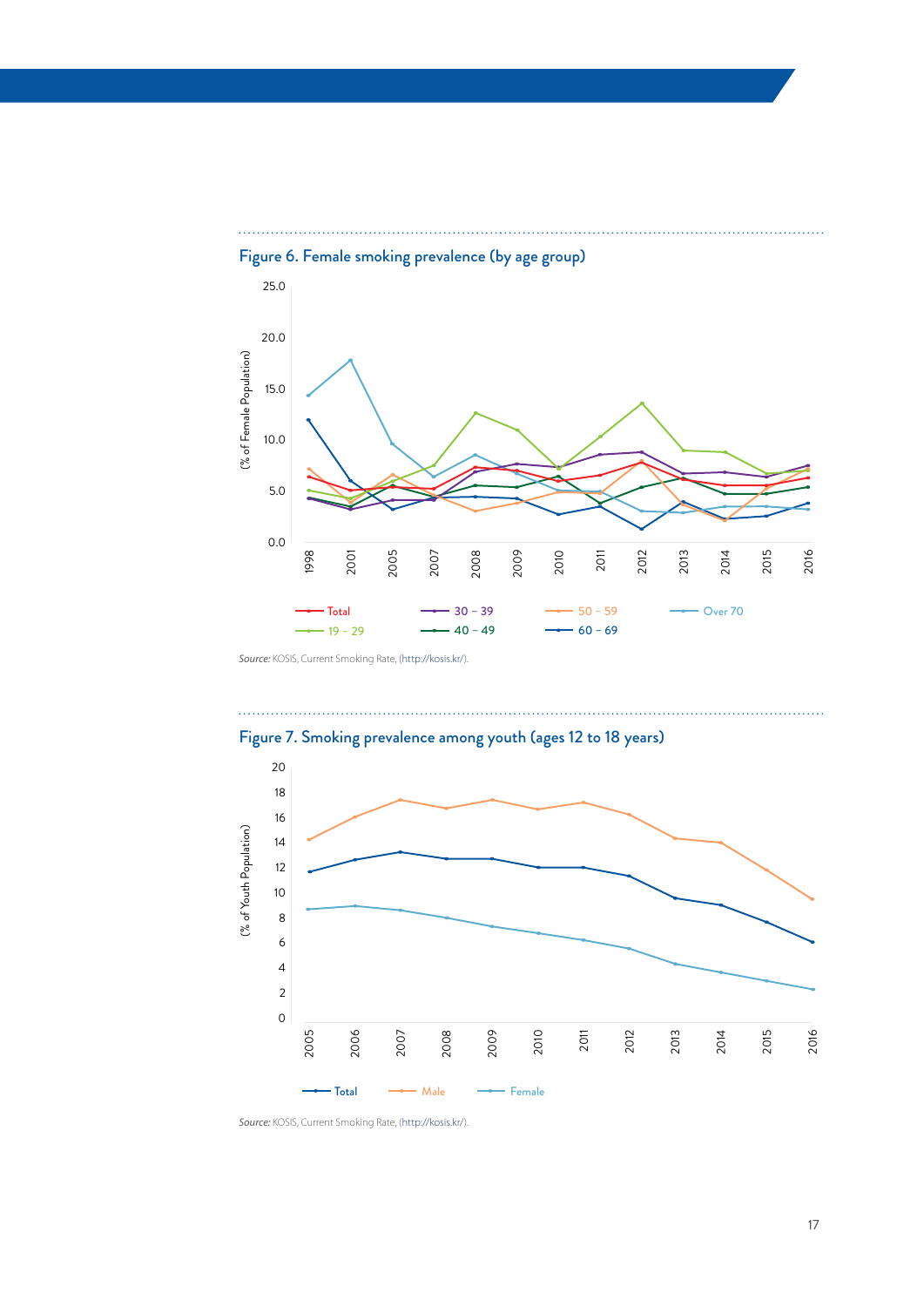### Figure 6. Female smoking prevalence (by age group)

*Source:* KOSIS, Current Smoking Rate, (http://kosis.kr/).

### Figure 7. Smoking prevalence among youth (ages 12 to 18 years)

*Source:* KOSIS, Current Smoking Rate, (http://kosis.kr/).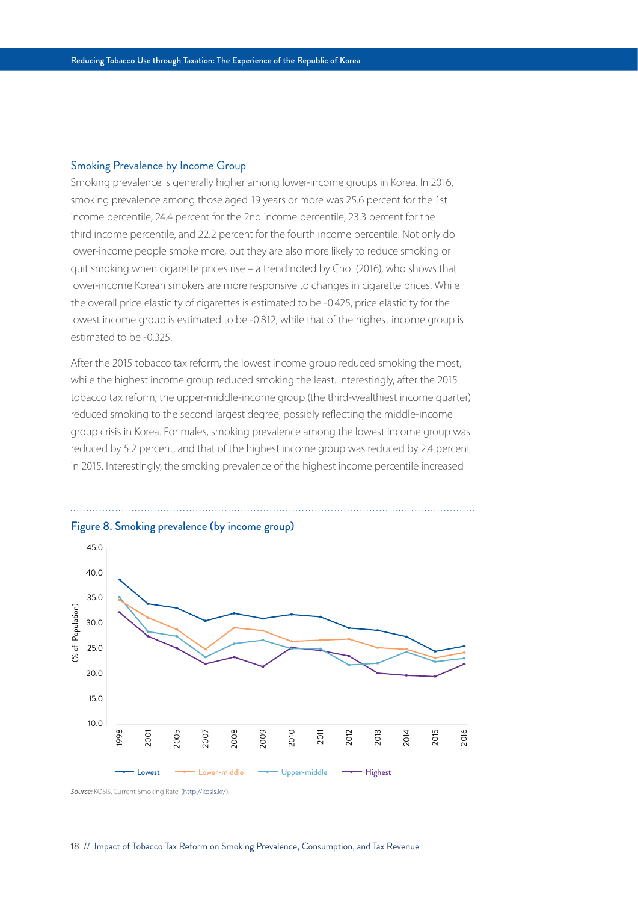### Smoking Prevalence by Income Group

Smoking prevalence is generally higher among lower-income groups in Korea. In 2016, smoking prevalence among those aged 19 years or more was 25.6 percent for the 1st income percentile, 24.4 percent for the 2nd income percentile, 23.3 percent for the third income percentile, and 22.2 percent for the fourth income percentile. Not only do lower-income people smoke more, but they are also more likely to reduce smoking or quit smoking when cigarette prices rise – a trend noted by Choi (2016), who shows that lower-income Korean smokers are more responsive to changes in cigarette prices. While the overall price elasticity of cigarettes is estimated to be -0.425, price elasticity for the lowest income group is estimated to be -0.812, while that of the highest income group is estimated to be -0.325.

After the 2015 tobacco tax reform, the lowest income group reduced smoking the most, while the highest income group reduced smoking the least. Interestingly, after the 2015 tobacco tax reform, the upper-middle-income group (the third-wealthiest income quarter) reduced smoking to the second largest degree, possibly reflecting the middle-income group crisis in Korea. For males, smoking prevalence among the lowest income group was reduced by 5.2 percent, and that of the highest income group was reduced by 2.4 percent in 2015. Interestingly, the smoking prevalence of the highest income percentile increased

**Figure 8. Smoking prevalence (by income group)**

*Source:* KOSIS, Current Smoking Rate, (http://kosis.kr/).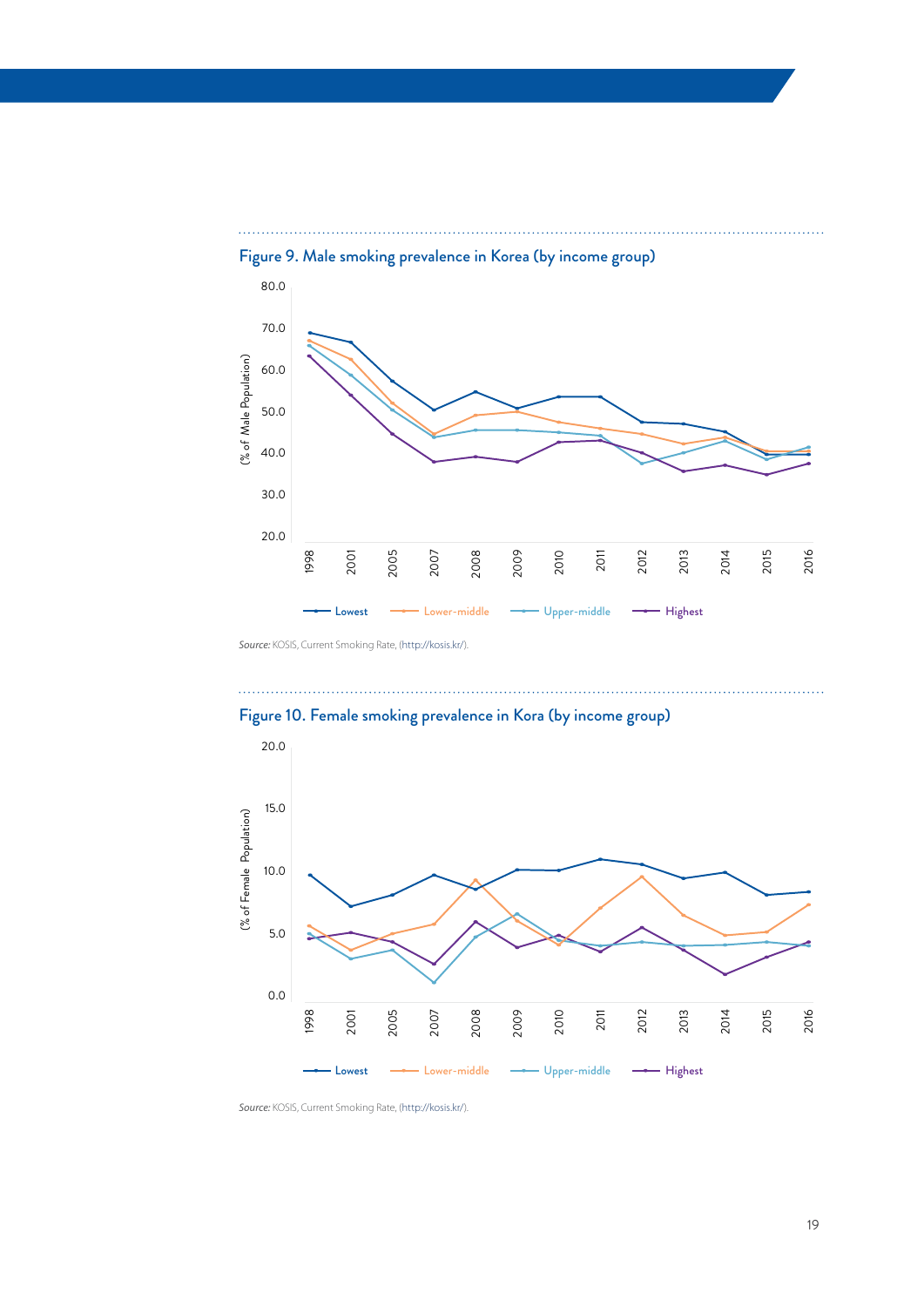Figure 9. Male smoking prevalence in Korea (by income group)

*Source:* KOSIS, Current Smoking Rate, (http://kosis.kr/).

Figure 10. Female smoking prevalence in Kora (by income group)

*Source:* KOSIS, Current Smoking Rate, (http://kosis.kr/).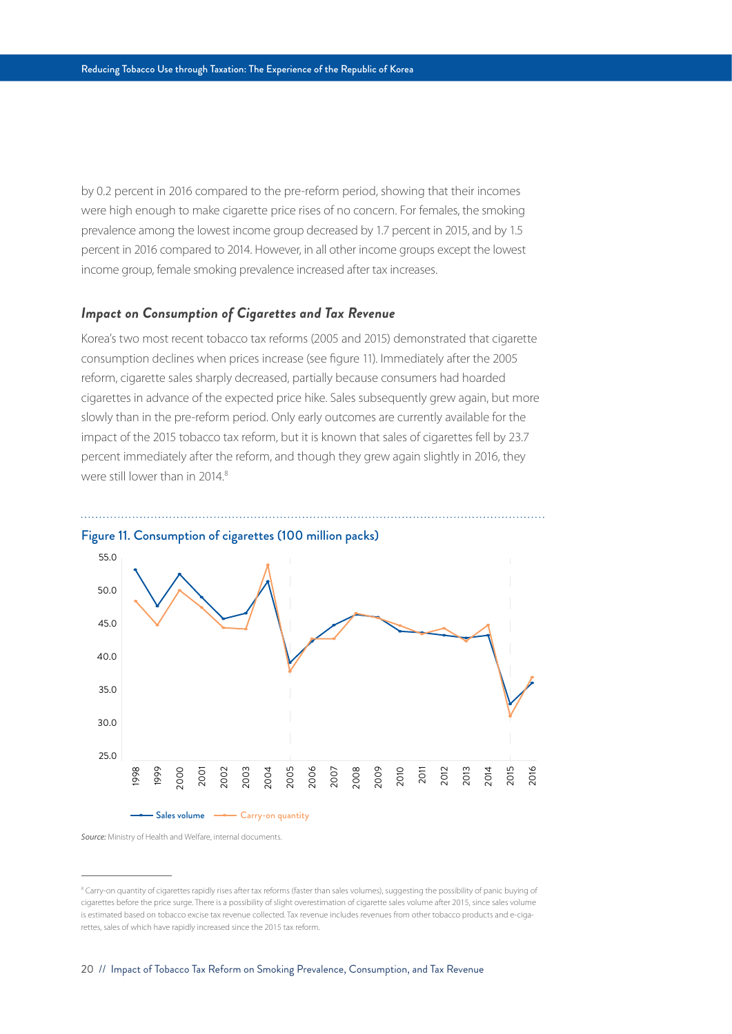by 0.2 percent in 2016 compared to the pre-reform period, showing that their incomes were high enough to make cigarette price rises of no concern. For females, the smoking prevalence among the lowest income group decreased by 1.7 percent in 2015, and by 1.5 percent in 2016 compared to 2014. However, in all other income groups except the lowest income group, female smoking prevalence increased after tax increases.

### *Impact on Consumption of Cigarettes and Tax Revenue*

Korea's two most recent tobacco tax reforms (2005 and 2015) demonstrated that cigarette consumption declines when prices increase (see figure 11). Immediately after the 2005 reform, cigarette sales sharply decreased, partially because consumers had hoarded cigarettes in advance of the expected price hike. Sales subsequently grew again, but more slowly than in the pre-reform period. Only early outcomes are currently available for the impact of the 2015 tobacco tax reform, but it is known that sales of cigarettes fell by 23.7 percent immediately after the reform, and though they grew again slightly in 2016, they were still lower than in 2014.[8]

**Figure 11. Consumption of cigarettes (100 million packs)**

*Source:* Ministry of Health and Welfare, internal documents.

[8] Carry-on quantity of cigarettes rapidly rises after tax reforms (faster than sales volumes), suggesting the possibility of panic buying of cigarettes before the price surge. There is a possibility of slight overestimation of cigarette sales volume after 2015, since sales volume is estimated based on tobacco excise tax revenue collected. Tax revenue includes revenues from other tobacco products and e-cigarettes, sales of which have rapidly increased since the 2015 tax reform.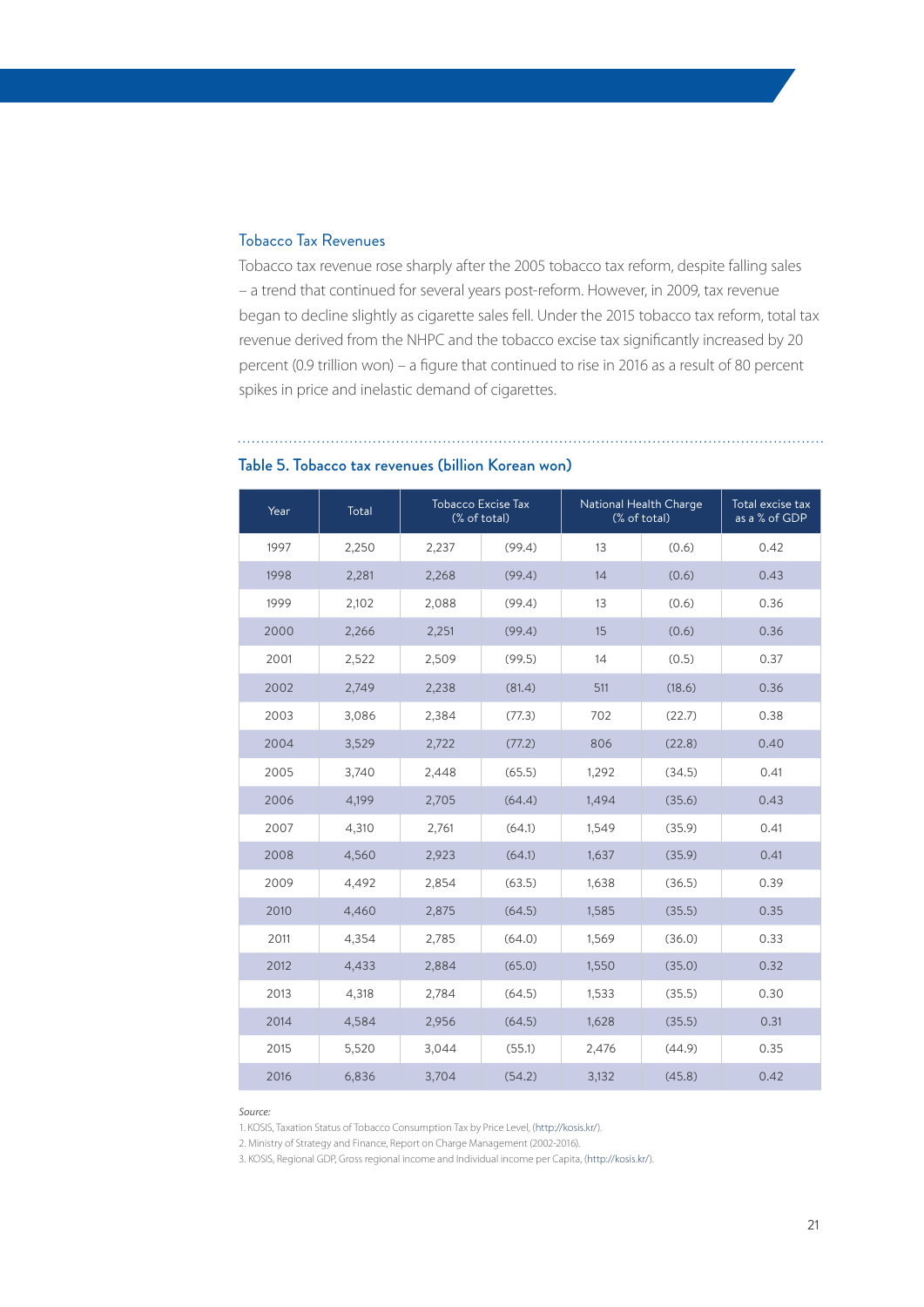### Tobacco Tax Revenues

Tobacco tax revenue rose sharply after the 2005 tobacco tax reform, despite falling sales – a trend that continued for several years post-reform. However, in 2009, tax revenue began to decline slightly as cigarette sales fell. Under the 2015 tobacco tax reform, total tax revenue derived from the NHPC and the tobacco excise tax significantly increased by 20 percent (0.9 trillion won) – a figure that continued to rise in 2016 as a result of 80 percent spikes in price and inelastic demand of cigarettes.

### Table 5. Tobacco tax revenues (billion Korean won)

| Year | Total | Tobacco Excise Tax (% of total) | | National Health Charge (% of total) | | Total excise tax as a % of GDP |
|---|---|---|---|---|---|---|
| 1997 | 2,250 | 2,237 | (99.4) | 13 | (0.6) | 0.42 |
| 1998 | 2,281 | 2,268 | (99.4) | 14 | (0.6) | 0.43 |
| 1999 | 2,102 | 2,088 | (99.4) | 13 | (0.6) | 0.36 |
| 2000 | 2,266 | 2,251 | (99.4) | 15 | (0.6) | 0.36 |
| 2001 | 2,522 | 2,509 | (99.5) | 14 | (0.5) | 0.37 |
| 2002 | 2,749 | 2,238 | (81.4) | 511 | (18.6) | 0.36 |
| 2003 | 3,086 | 2,384 | (77.3) | 702 | (22.7) | 0.38 |
| 2004 | 3,529 | 2,722 | (77.2) | 806 | (22.8) | 0.40 |
| 2005 | 3,740 | 2,448 | (65.5) | 1,292 | (34.5) | 0.41 |
| 2006 | 4,199 | 2,705 | (64.4) | 1,494 | (35.6) | 0.43 |
| 2007 | 4,310 | 2,761 | (64.1) | 1,549 | (35.9) | 0.41 |
| 2008 | 4,560 | 2,923 | (64.1) | 1,637 | (35.9) | 0.41 |
| 2009 | 4,492 | 2,854 | (63.5) | 1,638 | (36.5) | 0.39 |
| 2010 | 4,460 | 2,875 | (64.5) | 1,585 | (35.5) | 0.35 |
| 2011 | 4,354 | 2,785 | (64.0) | 1,569 | (36.0) | 0.33 |
| 2012 | 4,433 | 2,884 | (65.0) | 1,550 | (35.0) | 0.32 |
| 2013 | 4,318 | 2,784 | (64.5) | 1,533 | (35.5) | 0.30 |
| 2014 | 4,584 | 2,956 | (64.5) | 1,628 | (35.5) | 0.31 |
| 2015 | 5,520 | 3,044 | (55.1) | 2,476 | (44.9) | 0.35 |
| 2016 | 6,836 | 3,704 | (54.2) | 3,132 | (45.8) | 0.42 |

*Source:*

1. KOSIS, Taxation Status of Tobacco Consumption Tax by Price Level, (http://kosis.kr/).
2. Ministry of Strategy and Finance, Report on Charge Management (2002-2016).
3. KOSIS, Regional GDP, Gross regional income and Individual income per Capita, (http://kosis.kr/).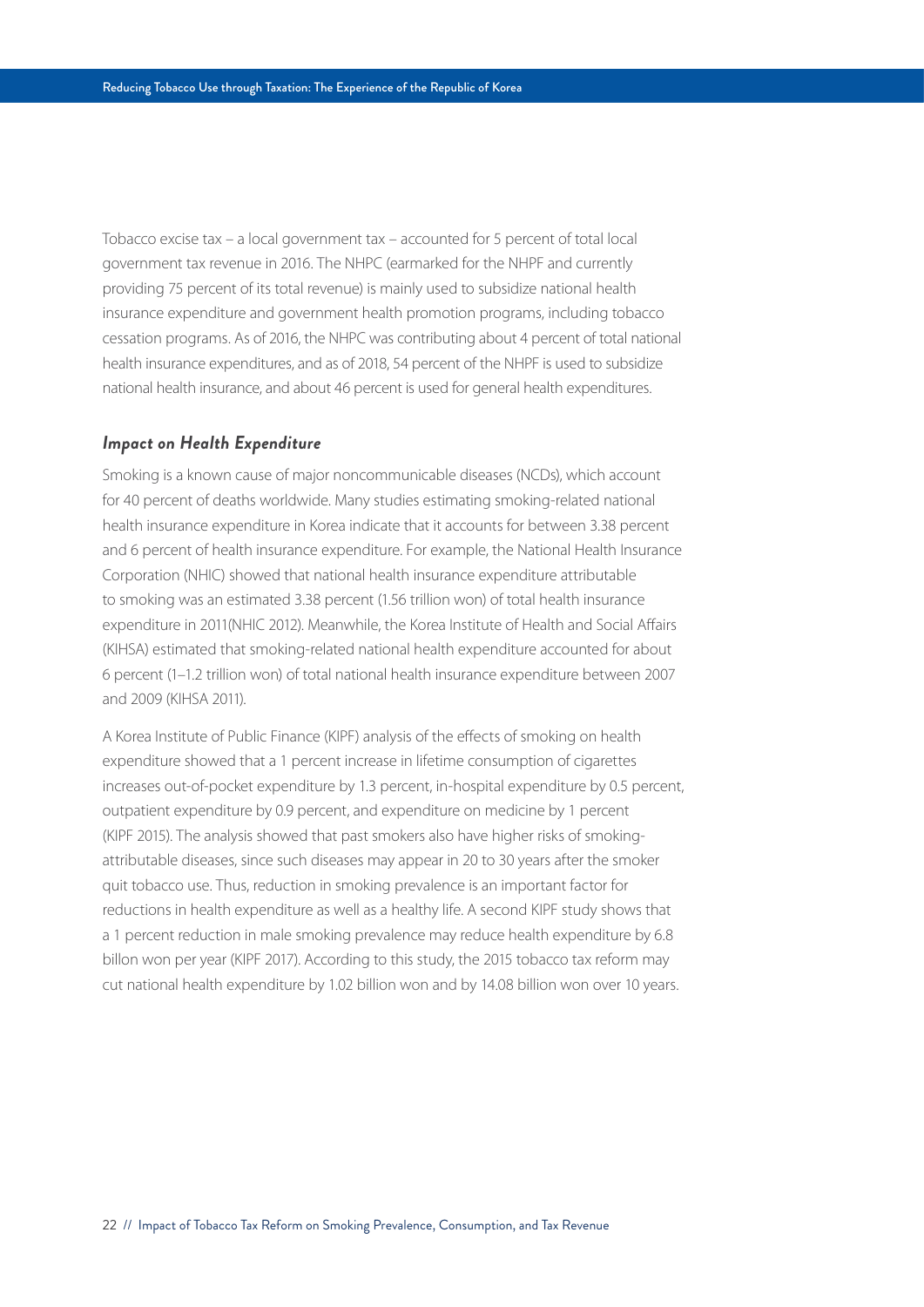Tobacco excise tax – a local government tax – accounted for 5 percent of total local government tax revenue in 2016. The NHPC (earmarked for the NHPF and currently providing 75 percent of its total revenue) is mainly used to subsidize national health insurance expenditure and government health promotion programs, including tobacco cessation programs. As of 2016, the NHPC was contributing about 4 percent of total national health insurance expenditures, and as of 2018, 54 percent of the NHPF is used to subsidize national health insurance, and about 46 percent is used for general health expenditures.

### *Impact on Health Expenditure*

Smoking is a known cause of major noncommunicable diseases (NCDs), which account for 40 percent of deaths worldwide. Many studies estimating smoking-related national health insurance expenditure in Korea indicate that it accounts for between 3.38 percent and 6 percent of health insurance expenditure. For example, the National Health Insurance Corporation (NHIC) showed that national health insurance expenditure attributable to smoking was an estimated 3.38 percent (1.56 trillion won) of total health insurance expenditure in 2011(NHIC 2012). Meanwhile, the Korea Institute of Health and Social Affairs (KIHSA) estimated that smoking-related national health expenditure accounted for about 6 percent (1–1.2 trillion won) of total national health insurance expenditure between 2007 and 2009 (KIHSA 2011).

A Korea Institute of Public Finance (KIPF) analysis of the effects of smoking on health expenditure showed that a 1 percent increase in lifetime consumption of cigarettes increases out-of-pocket expenditure by 1.3 percent, in-hospital expenditure by 0.5 percent, outpatient expenditure by 0.9 percent, and expenditure on medicine by 1 percent (KIPF 2015). The analysis showed that past smokers also have higher risks of smoking-attributable diseases, since such diseases may appear in 20 to 30 years after the smoker quit tobacco use. Thus, reduction in smoking prevalence is an important factor for reductions in health expenditure as well as a healthy life. A second KIPF study shows that a 1 percent reduction in male smoking prevalence may reduce health expenditure by 6.8 billon won per year (KIPF 2017). According to this study, the 2015 tobacco tax reform may cut national health expenditure by 1.02 billion won and by 14.08 billion won over 10 years.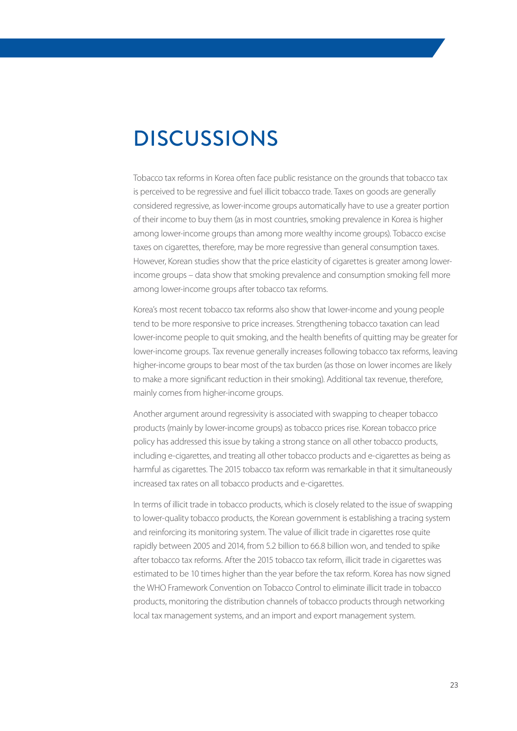# DISCUSSIONS

Tobacco tax reforms in Korea often face public resistance on the grounds that tobacco tax is perceived to be regressive and fuel illicit tobacco trade. Taxes on goods are generally considered regressive, as lower-income groups automatically have to use a greater portion of their income to buy them (as in most countries, smoking prevalence in Korea is higher among lower-income groups than among more wealthy income groups). Tobacco excise taxes on cigarettes, therefore, may be more regressive than general consumption taxes. However, Korean studies show that the price elasticity of cigarettes is greater among lower-income groups – data show that smoking prevalence and consumption smoking fell more among lower-income groups after tobacco tax reforms.

Korea's most recent tobacco tax reforms also show that lower-income and young people tend to be more responsive to price increases. Strengthening tobacco taxation can lead lower-income people to quit smoking, and the health benefits of quitting may be greater for lower-income groups. Tax revenue generally increases following tobacco tax reforms, leaving higher-income groups to bear most of the tax burden (as those on lower incomes are likely to make a more significant reduction in their smoking). Additional tax revenue, therefore, mainly comes from higher-income groups.

Another argument around regressivity is associated with swapping to cheaper tobacco products (mainly by lower-income groups) as tobacco prices rise. Korean tobacco price policy has addressed this issue by taking a strong stance on all other tobacco products, including e-cigarettes, and treating all other tobacco products and e-cigarettes as being as harmful as cigarettes. The 2015 tobacco tax reform was remarkable in that it simultaneously increased tax rates on all tobacco products and e-cigarettes.

In terms of illicit trade in tobacco products, which is closely related to the issue of swapping to lower-quality tobacco products, the Korean government is establishing a tracing system and reinforcing its monitoring system. The value of illicit trade in cigarettes rose quite rapidly between 2005 and 2014, from 5.2 billion to 66.8 billion won, and tended to spike after tobacco tax reforms. After the 2015 tobacco tax reform, illicit trade in cigarettes was estimated to be 10 times higher than the year before the tax reform. Korea has now signed the WHO Framework Convention on Tobacco Control to eliminate illicit trade in tobacco products, monitoring the distribution channels of tobacco products through networking local tax management systems, and an import and export management system.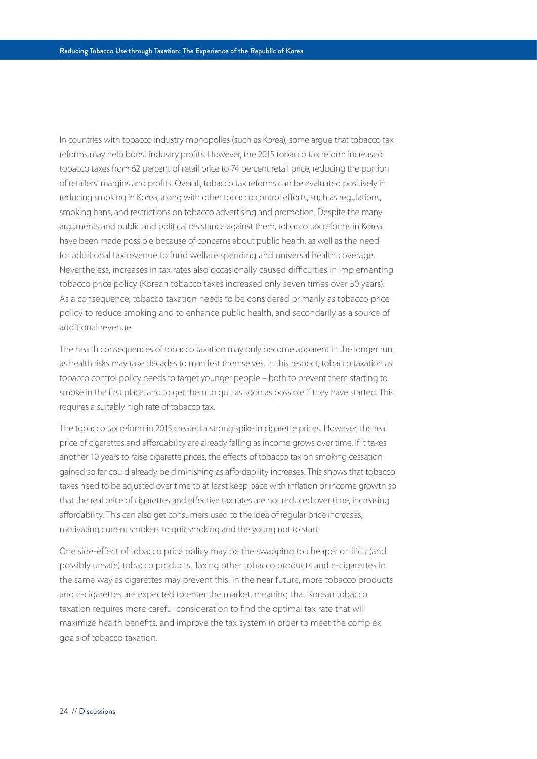In countries with tobacco industry monopolies (such as Korea), some argue that tobacco tax reforms may help boost industry profits. However, the 2015 tobacco tax reform increased tobacco taxes from 62 percent of retail price to 74 percent retail price, reducing the portion of retailers' margins and profits. Overall, tobacco tax reforms can be evaluated positively in reducing smoking in Korea, along with other tobacco control efforts, such as regulations, smoking bans, and restrictions on tobacco advertising and promotion. Despite the many arguments and public and political resistance against them, tobacco tax reforms in Korea have been made possible because of concerns about public health, as well as the need for additional tax revenue to fund welfare spending and universal health coverage. Nevertheless, increases in tax rates also occasionally caused difficulties in implementing tobacco price policy (Korean tobacco taxes increased only seven times over 30 years). As a consequence, tobacco taxation needs to be considered primarily as tobacco price policy to reduce smoking and to enhance public health, and secondarily as a source of additional revenue.

The health consequences of tobacco taxation may only become apparent in the longer run, as health risks may take decades to manifest themselves. In this respect, tobacco taxation as tobacco control policy needs to target younger people – both to prevent them starting to smoke in the first place, and to get them to quit as soon as possible if they have started. This requires a suitably high rate of tobacco tax.

The tobacco tax reform in 2015 created a strong spike in cigarette prices. However, the real price of cigarettes and affordability are already falling as income grows over time. If it takes another 10 years to raise cigarette prices, the effects of tobacco tax on smoking cessation gained so far could already be diminishing as affordability increases. This shows that tobacco taxes need to be adjusted over time to at least keep pace with inflation or income growth so that the real price of cigarettes and effective tax rates are not reduced over time, increasing affordability. This can also get consumers used to the idea of regular price increases, motivating current smokers to quit smoking and the young not to start.

One side-effect of tobacco price policy may be the swapping to cheaper or illicit (and possibly unsafe) tobacco products. Taxing other tobacco products and e-cigarettes in the same way as cigarettes may prevent this. In the near future, more tobacco products and e-cigarettes are expected to enter the market, meaning that Korean tobacco taxation requires more careful consideration to find the optimal tax rate that will maximize health benefits, and improve the tax system in order to meet the complex goals of tobacco taxation.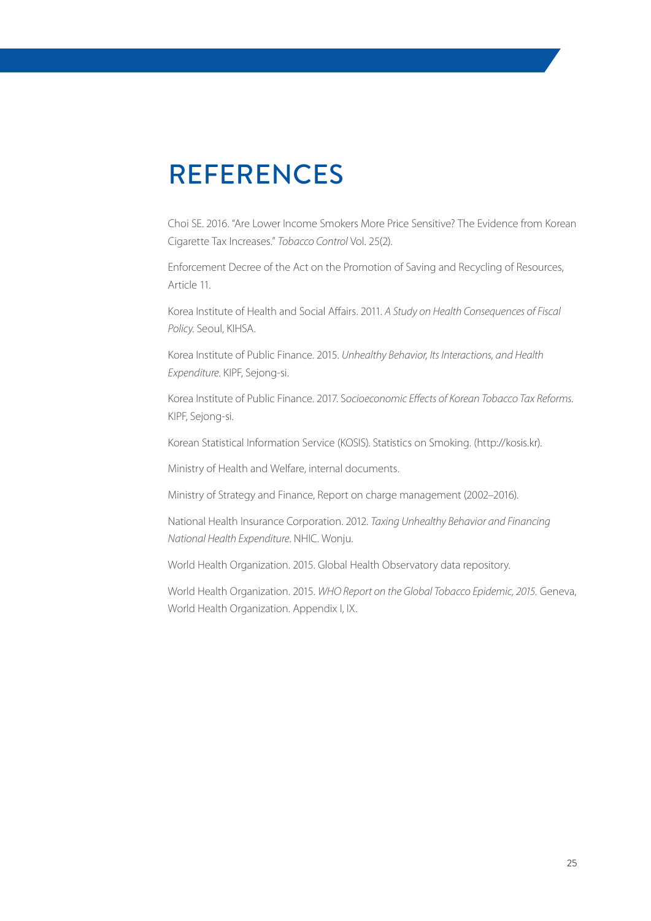# REFERENCES

Choi SE. 2016. "Are Lower Income Smokers More Price Sensitive? The Evidence from Korean Cigarette Tax Increases." *Tobacco Control* Vol. 25(2).

Enforcement Decree of the Act on the Promotion of Saving and Recycling of Resources, Article 11.

Korea Institute of Health and Social Affairs. 2011. *A Study on Health Consequences of Fiscal Policy*. Seoul, KIHSA.

Korea Institute of Public Finance. 2015. *Unhealthy Behavior, Its Interactions, and Health Expenditure*. KIPF, Sejong-si.

Korea Institute of Public Finance. 2017. S*ocioeconomic Effects of Korean Tobacco Tax Reforms*. KIPF, Sejong-si.

Korean Statistical Information Service (KOSIS). Statistics on Smoking. (http://kosis.kr).

Ministry of Health and Welfare, internal documents.

Ministry of Strategy and Finance, Report on charge management (2002–2016).

National Health Insurance Corporation. 2012. *Taxing Unhealthy Behavior and Financing National Health Expenditure*. NHIC. Wonju.

World Health Organization. 2015. Global Health Observatory data repository.

World Health Organization. 2015. *WHO Report on the Global Tobacco Epidemic, 2015.* Geneva, World Health Organization. Appendix I, IX.